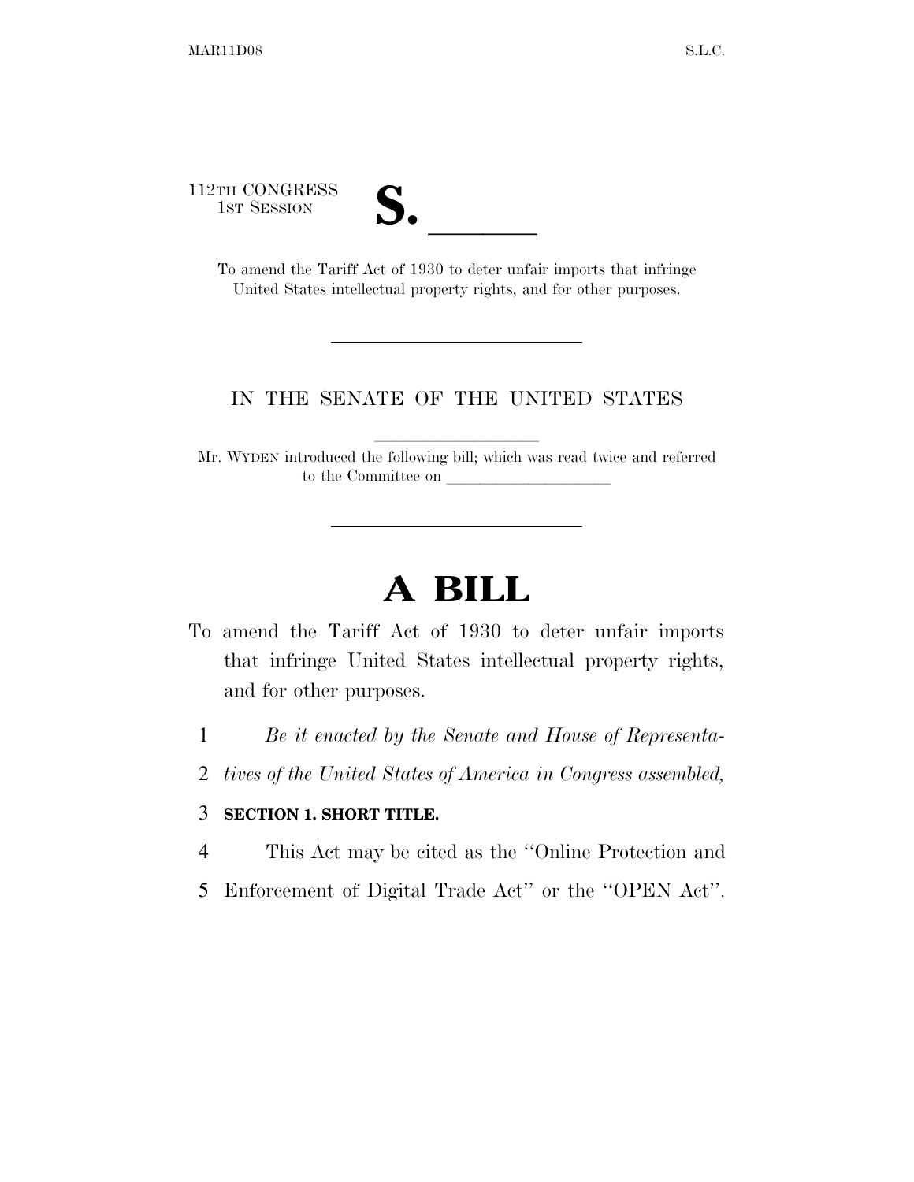112TH CONGRESS
1ST SESSION

# S. ______

To amend the Tariff Act of 1930 to deter unfair imports that infringe United States intellectual property rights, and for other purposes.

---

IN THE SENATE OF THE UNITED STATES

Mr. WYDEN introduced the following bill; which was read twice and referred to the Committee on ______________

---

# A BILL

To amend the Tariff Act of 1930 to deter unfair imports that infringe United States intellectual property rights, and for other purposes.

1 *Be it enacted by the Senate and House of Representa-*
2 *tives of the United States of America in Congress assembled,*

3 **SECTION 1. SHORT TITLE.**

4 This Act may be cited as the ''Online Protection and
5 Enforcement of Digital Trade Act'' or the ''OPEN Act''.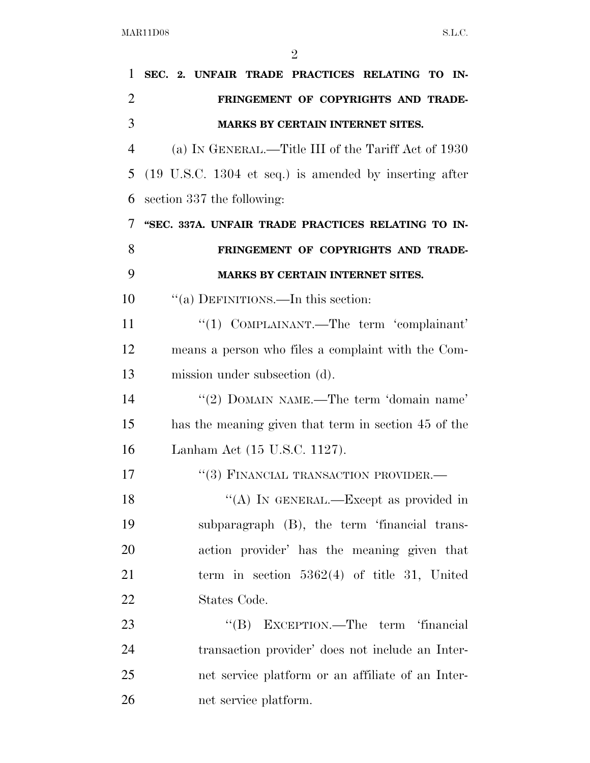**SEC. 2. UNFAIR TRADE PRACTICES RELATING TO INFRINGEMENT OF COPYRIGHTS AND TRADEMARKS BY CERTAIN INTERNET SITES.**

(a) IN GENERAL.—Title III of the Tariff Act of 1930 (19 U.S.C. 1304 et seq.) is amended by inserting after section 337 the following:

**"SEC. 337A. UNFAIR TRADE PRACTICES RELATING TO INFRINGEMENT OF COPYRIGHTS AND TRADEMARKS BY CERTAIN INTERNET SITES.**

"(a) DEFINITIONS.—In this section:

"(1) COMPLAINANT.—The term 'complainant' means a person who files a complaint with the Commission under subsection (d).

"(2) DOMAIN NAME.—The term 'domain name' has the meaning given that term in section 45 of the Lanham Act (15 U.S.C. 1127).

"(3) FINANCIAL TRANSACTION PROVIDER.—

"(A) IN GENERAL.—Except as provided in subparagraph (B), the term 'financial transaction provider' has the meaning given that term in section 5362(4) of title 31, United States Code.

"(B) EXCEPTION.—The term 'financial transaction provider' does not include an Internet service platform or an affiliate of an Internet service platform.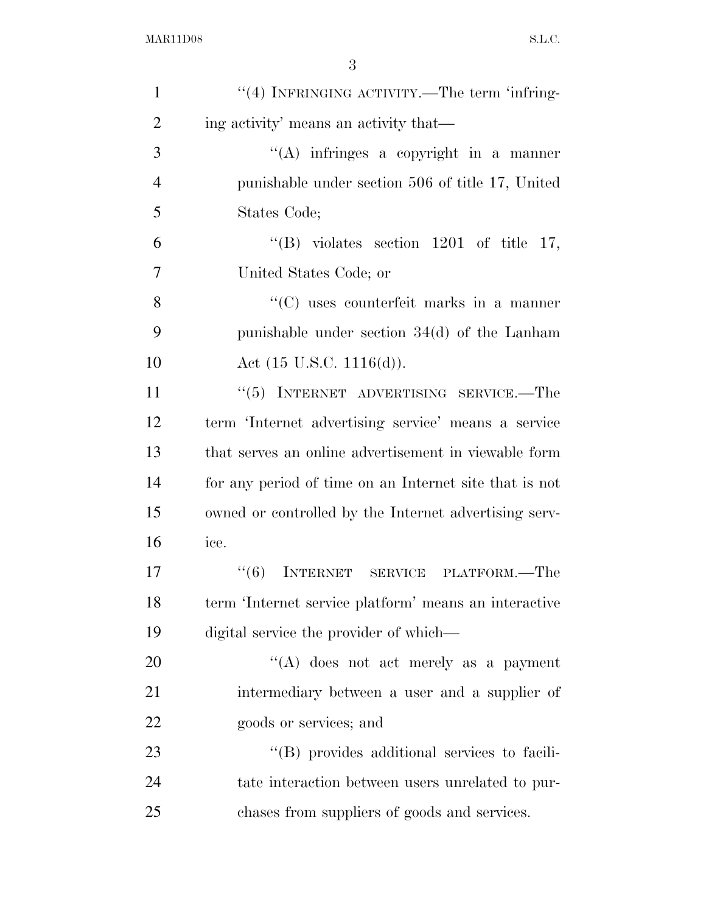"(4) INFRINGING ACTIVITY.—The term 'infringing activity' means an activity that—

"(A) infringes a copyright in a manner punishable under section 506 of title 17, United States Code;

"(B) violates section 1201 of title 17, United States Code; or

"(C) uses counterfeit marks in a manner punishable under section 34(d) of the Lanham Act (15 U.S.C. 1116(d)).

"(5) INTERNET ADVERTISING SERVICE.—The term 'Internet advertising service' means a service that serves an online advertisement in viewable form for any period of time on an Internet site that is not owned or controlled by the Internet advertising service.

"(6) INTERNET SERVICE PLATFORM.—The term 'Internet service platform' means an interactive digital service the provider of which—

"(A) does not act merely as a payment intermediary between a user and a supplier of goods or services; and

"(B) provides additional services to facilitate interaction between users unrelated to purchases from suppliers of goods and services.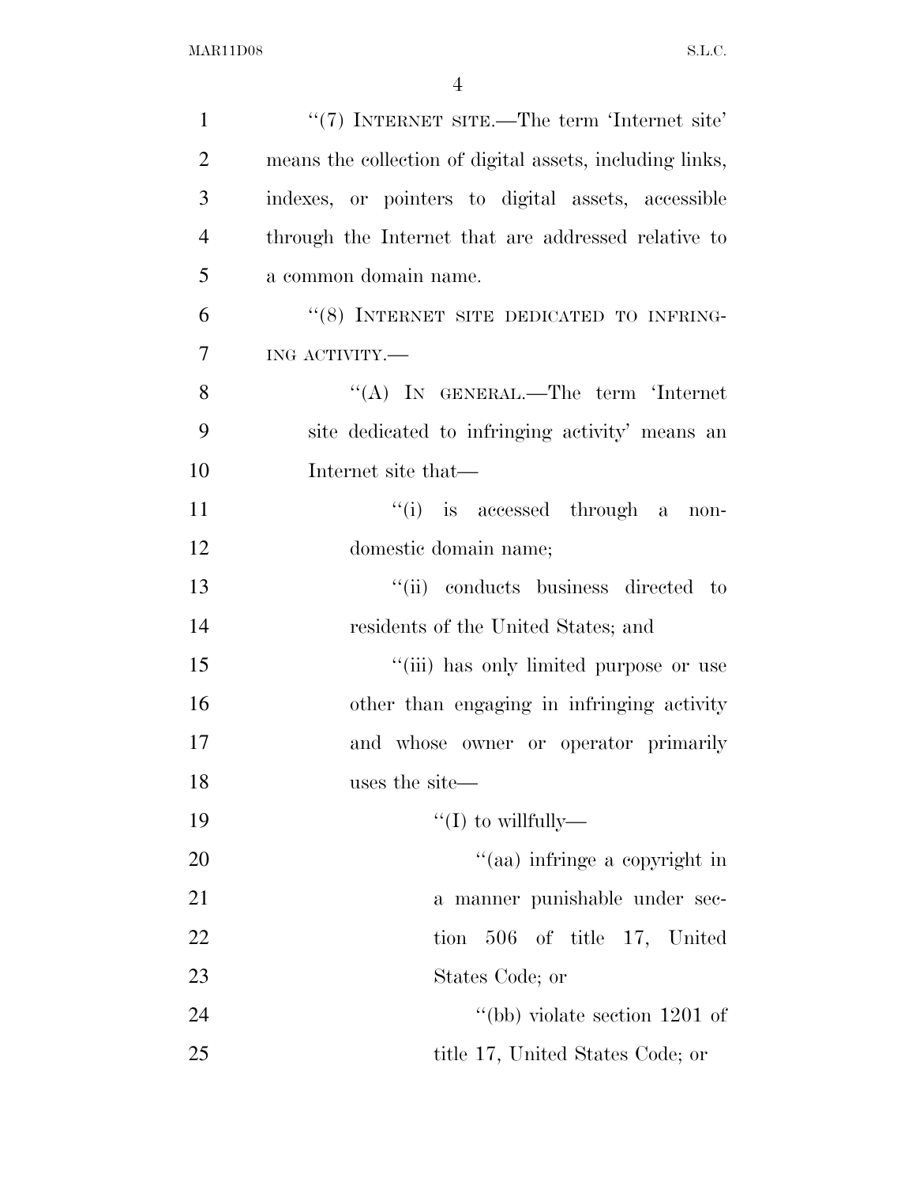"(7) INTERNET SITE.—The term 'Internet site' means the collection of digital assets, including links, indexes, or pointers to digital assets, accessible through the Internet that are addressed relative to a common domain name.

"(8) INTERNET SITE DEDICATED TO INFRINGING ACTIVITY.—

"(A) IN GENERAL.—The term 'Internet site dedicated to infringing activity' means an Internet site that—

"(i) is accessed through a non-domestic domain name;

"(ii) conducts business directed to residents of the United States; and

"(iii) has only limited purpose or use other than engaging in infringing activity and whose owner or operator primarily uses the site—

"(I) to willfully—

"(aa) infringe a copyright in a manner punishable under section 506 of title 17, United States Code; or

"(bb) violate section 1201 of title 17, United States Code; or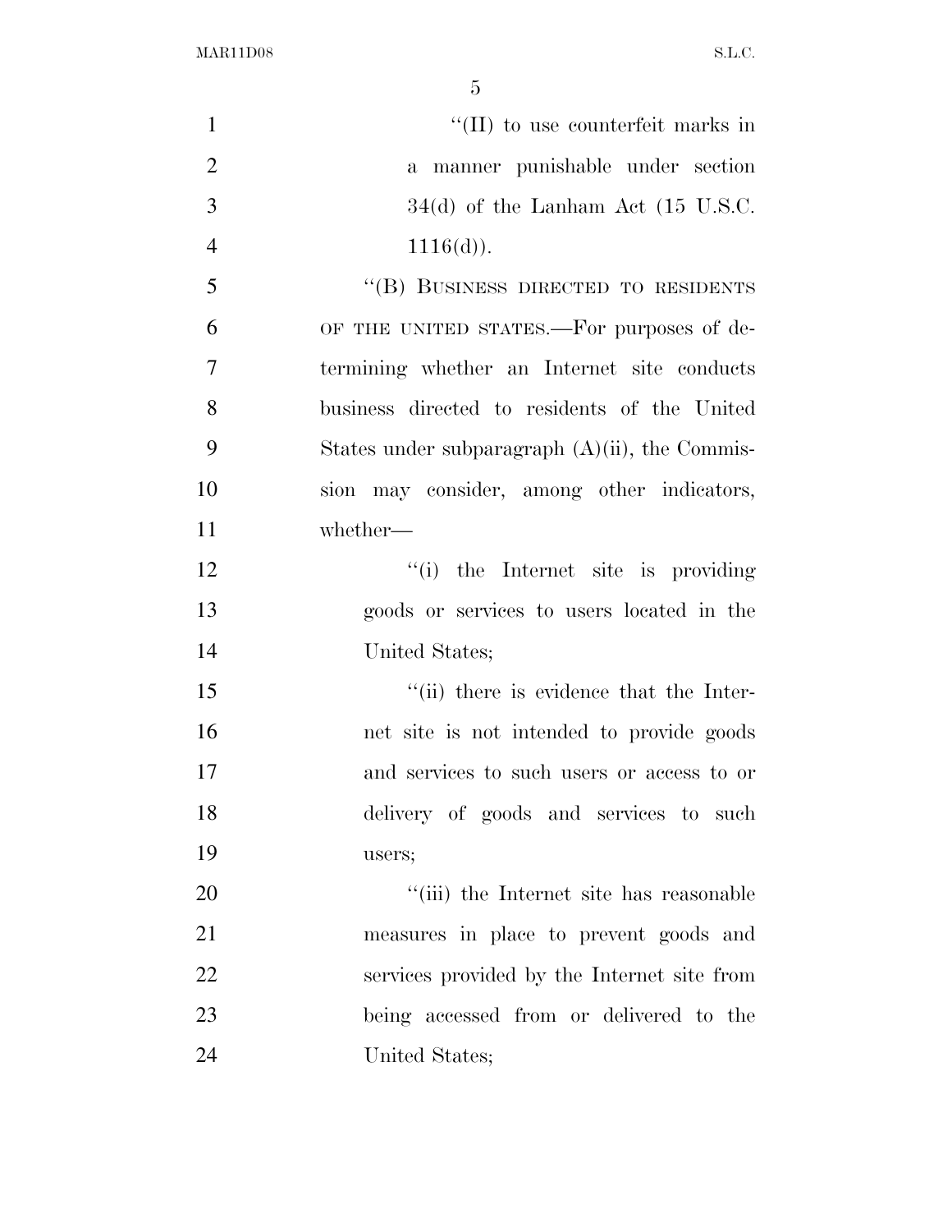"(II) to use counterfeit marks in a manner punishable under section 34(d) of the Lanham Act (15 U.S.C. 1116(d)).

"(B) BUSINESS DIRECTED TO RESIDENTS OF THE UNITED STATES.—For purposes of determining whether an Internet site conducts business directed to residents of the United States under subparagraph (A)(ii), the Commission may consider, among other indicators, whether—

"(i) the Internet site is providing goods or services to users located in the United States;

"(ii) there is evidence that the Internet site is not intended to provide goods and services to such users or access to or delivery of goods and services to such users;

"(iii) the Internet site has reasonable measures in place to prevent goods and services provided by the Internet site from being accessed from or delivered to the United States;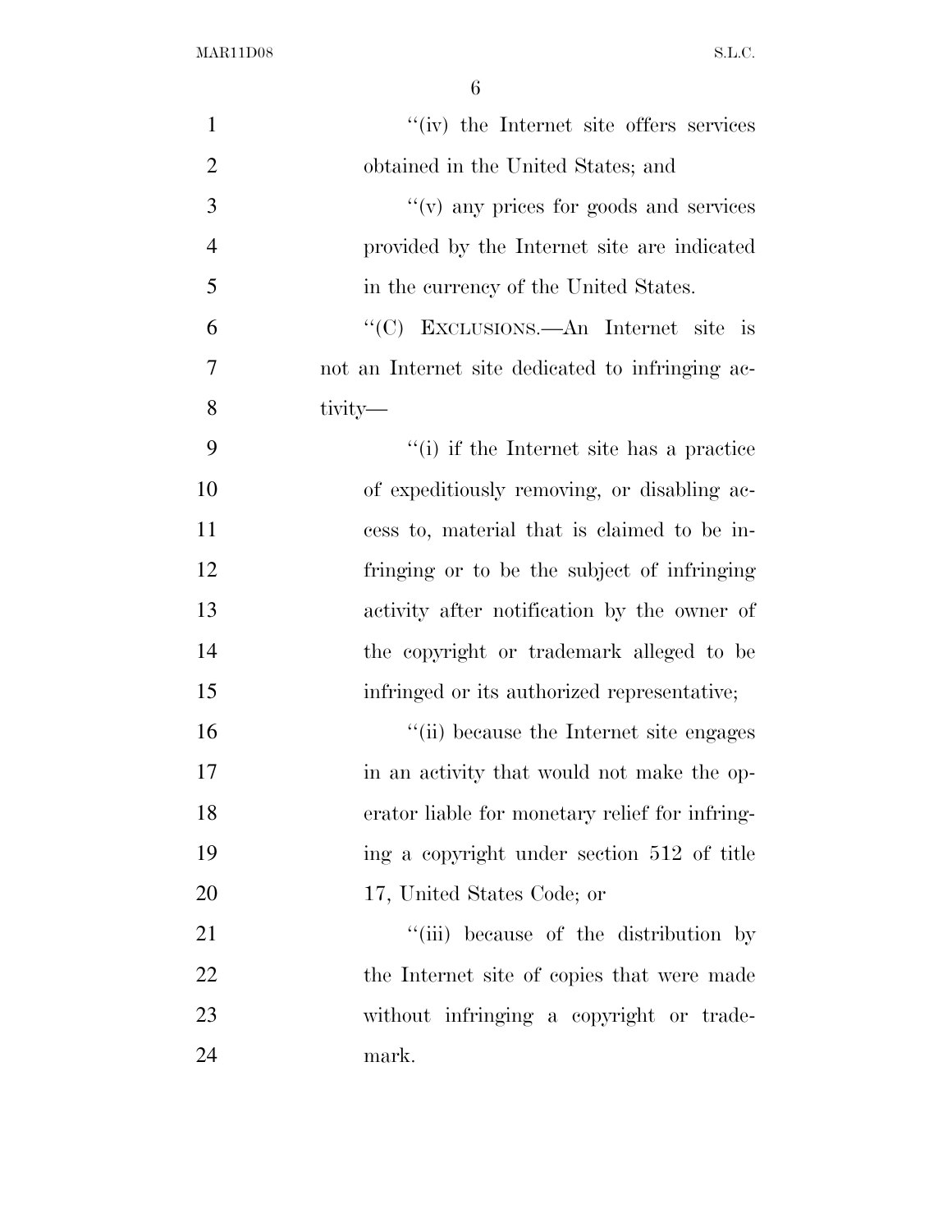"(iv) the Internet site offers services obtained in the United States; and

"(v) any prices for goods and services provided by the Internet site are indicated in the currency of the United States.

"(C) EXCLUSIONS.—An Internet site is not an Internet site dedicated to infringing activity—

"(i) if the Internet site has a practice of expeditiously removing, or disabling access to, material that is claimed to be infringing or to be the subject of infringing activity after notification by the owner of the copyright or trademark alleged to be infringed or its authorized representative;

"(ii) because the Internet site engages in an activity that would not make the operator liable for monetary relief for infringing a copyright under section 512 of title 17, United States Code; or

"(iii) because of the distribution by the Internet site of copies that were made without infringing a copyright or trademark.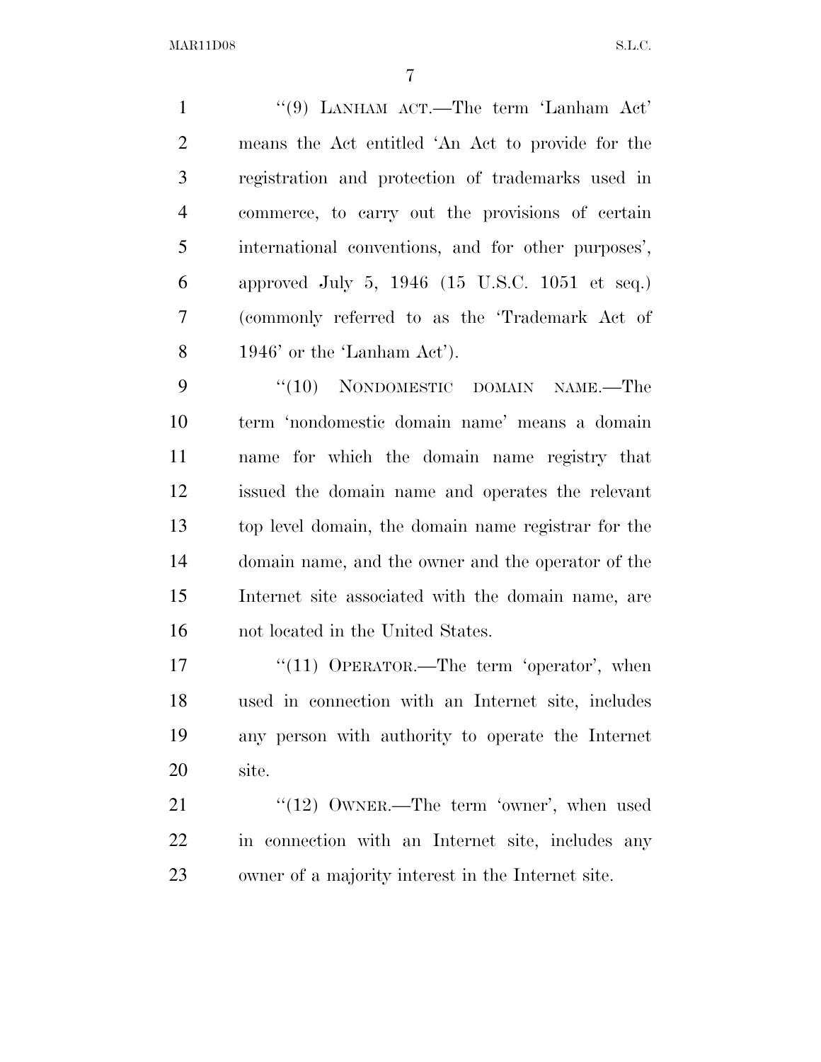"(9) LANHAM ACT.—The term 'Lanham Act' means the Act entitled 'An Act to provide for the registration and protection of trademarks used in commerce, to carry out the provisions of certain international conventions, and for other purposes', approved July 5, 1946 (15 U.S.C. 1051 et seq.) (commonly referred to as the 'Trademark Act of 1946' or the 'Lanham Act').

"(10) NONDOMESTIC DOMAIN NAME.—The term 'nondomestic domain name' means a domain name for which the domain name registry that issued the domain name and operates the relevant top level domain, the domain name registrar for the domain name, and the owner and the operator of the Internet site associated with the domain name, are not located in the United States.

"(11) OPERATOR.—The term 'operator', when used in connection with an Internet site, includes any person with authority to operate the Internet site.

"(12) OWNER.—The term 'owner', when used in connection with an Internet site, includes any owner of a majority interest in the Internet site.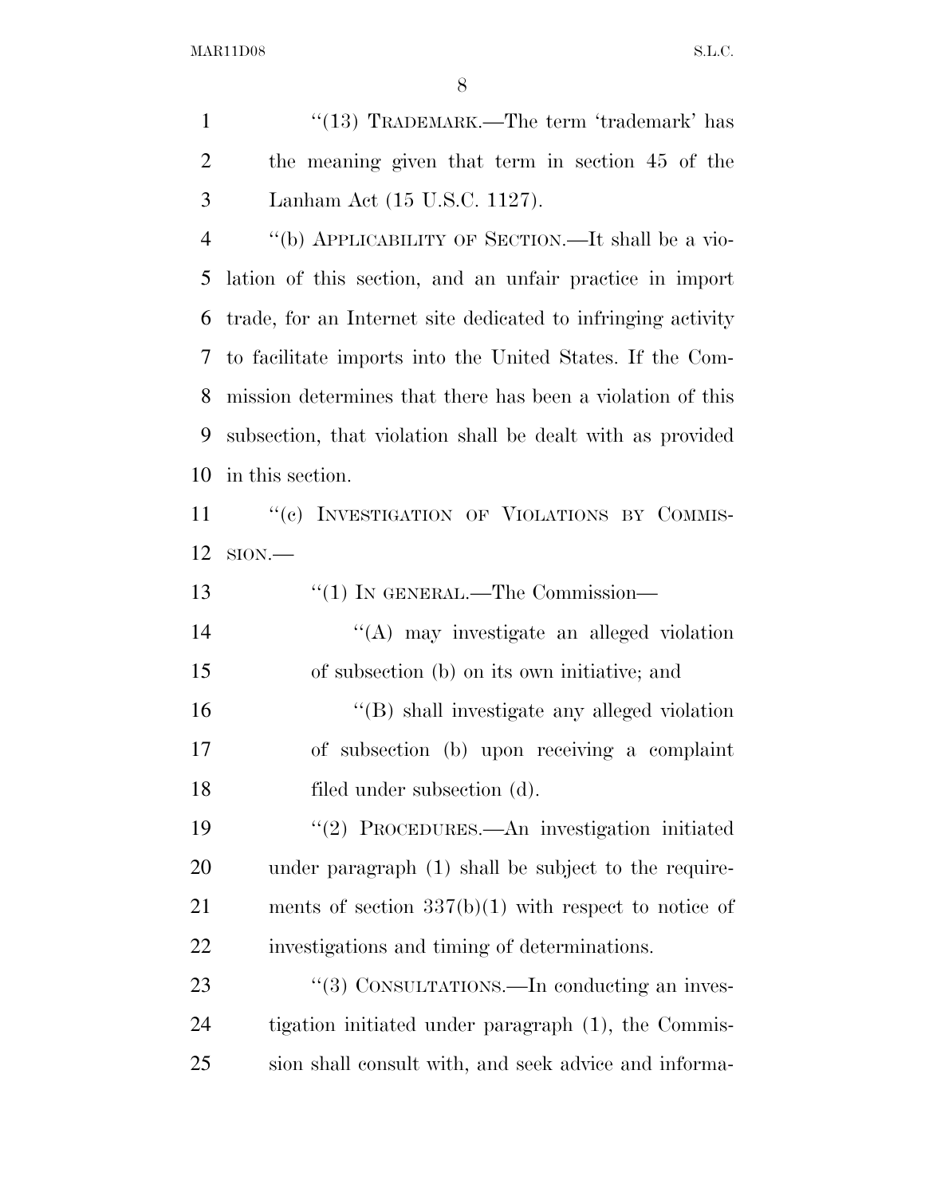"(13) TRADEMARK.—The term 'trademark' has the meaning given that term in section 45 of the Lanham Act (15 U.S.C. 1127).

"(b) APPLICABILITY OF SECTION.—It shall be a violation of this section, and an unfair practice in import trade, for an Internet site dedicated to infringing activity to facilitate imports into the United States. If the Commission determines that there has been a violation of this subsection, that violation shall be dealt with as provided in this section.

"(c) INVESTIGATION OF VIOLATIONS BY COMMISSION.—

"(1) IN GENERAL.—The Commission—

"(A) may investigate an alleged violation of subsection (b) on its own initiative; and

"(B) shall investigate any alleged violation of subsection (b) upon receiving a complaint filed under subsection (d).

"(2) PROCEDURES.—An investigation initiated under paragraph (1) shall be subject to the requirements of section 337(b)(1) with respect to notice of investigations and timing of determinations.

"(3) CONSULTATIONS.—In conducting an investigation initiated under paragraph (1), the Commission shall consult with, and seek advice and informa-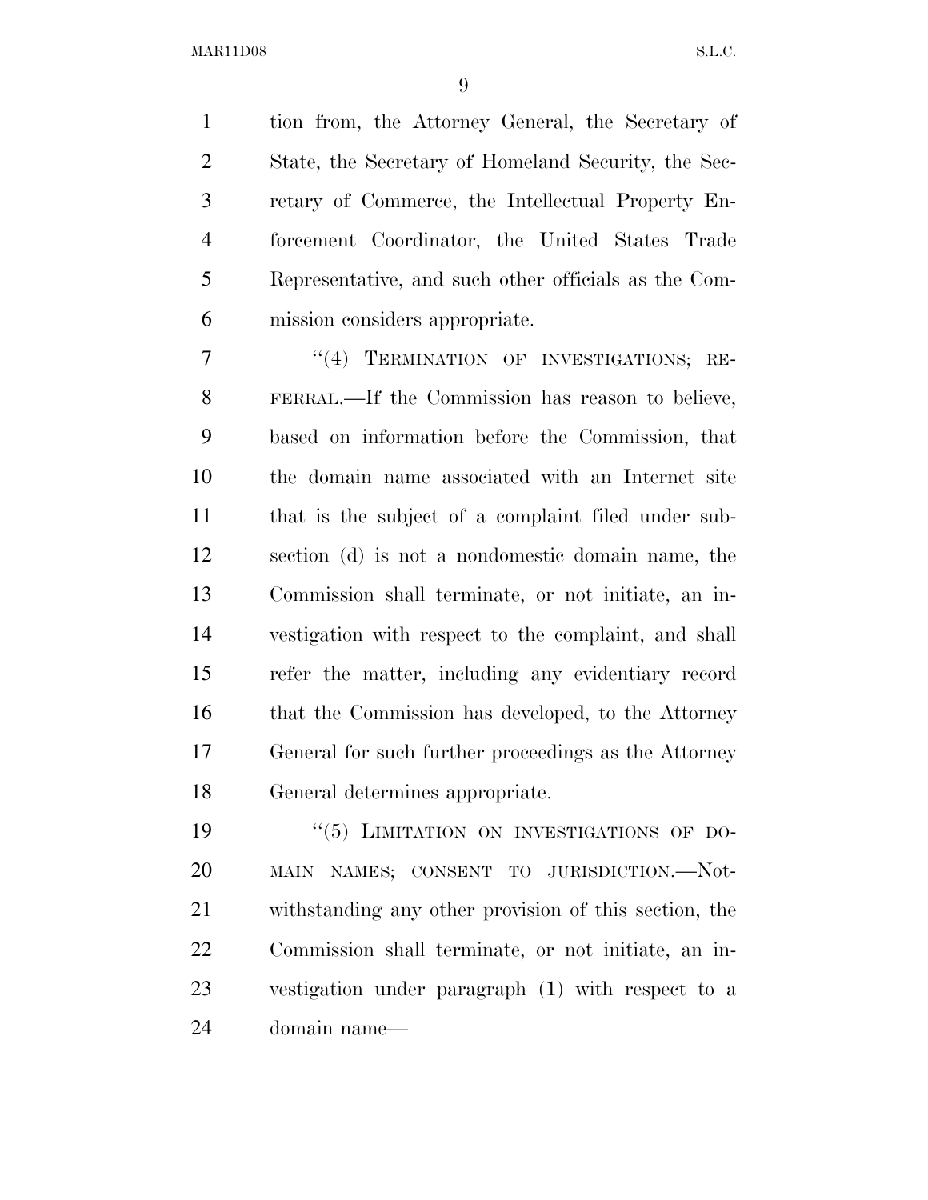tion from, the Attorney General, the Secretary of State, the Secretary of Homeland Security, the Secretary of Commerce, the Intellectual Property Enforcement Coordinator, the United States Trade Representative, and such other officials as the Commission considers appropriate.

"(4) TERMINATION OF INVESTIGATIONS; REFERRAL.—If the Commission has reason to believe, based on information before the Commission, that the domain name associated with an Internet site that is the subject of a complaint filed under subsection (d) is not a nondomestic domain name, the Commission shall terminate, or not initiate, an investigation with respect to the complaint, and shall refer the matter, including any evidentiary record that the Commission has developed, to the Attorney General for such further proceedings as the Attorney General determines appropriate.

"(5) LIMITATION ON INVESTIGATIONS OF DOMAIN NAMES; CONSENT TO JURISDICTION.—Notwithstanding any other provision of this section, the Commission shall terminate, or not initiate, an investigation under paragraph (1) with respect to a domain name—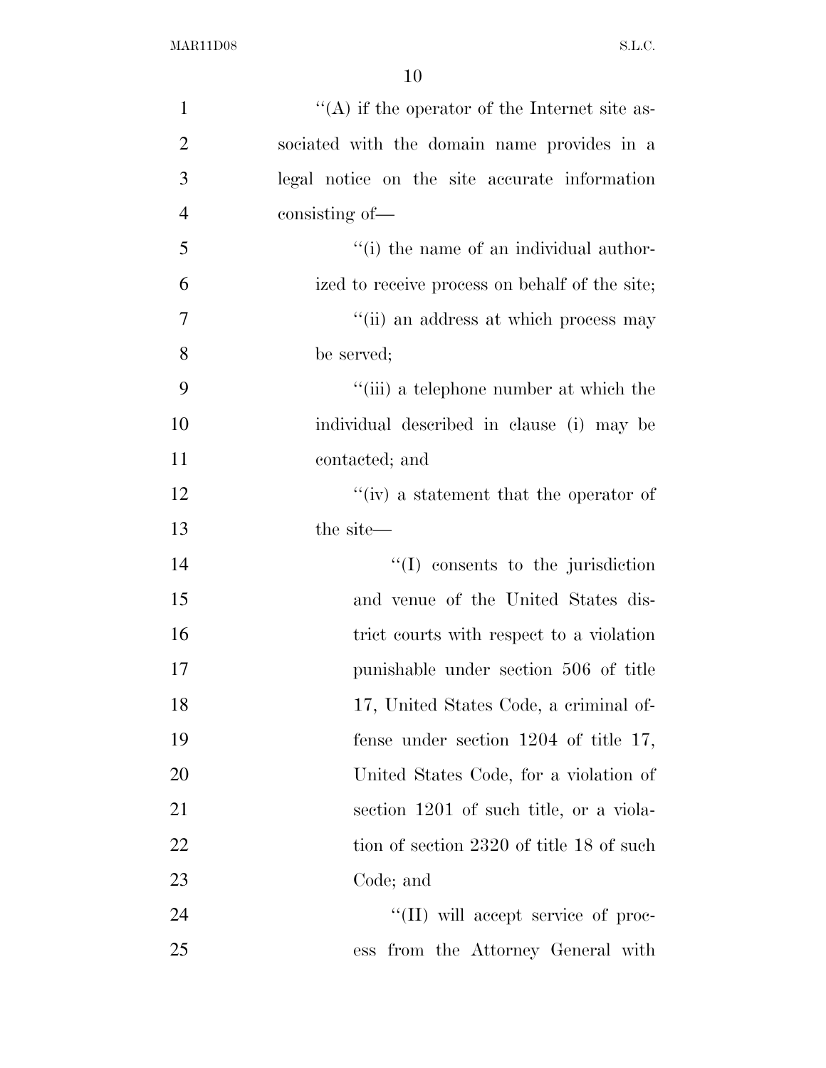''(A) if the operator of the Internet site associated with the domain name provides in a legal notice on the site accurate information consisting of—

''(i) the name of an individual authorized to receive process on behalf of the site;

''(ii) an address at which process may be served;

''(iii) a telephone number at which the individual described in clause (i) may be contacted; and

''(iv) a statement that the operator of the site—

''(I) consents to the jurisdiction and venue of the United States district courts with respect to a violation punishable under section 506 of title 17, United States Code, a criminal offense under section 1204 of title 17, United States Code, for a violation of section 1201 of such title, or a violation of section 2320 of title 18 of such Code; and

''(II) will accept service of process from the Attorney General with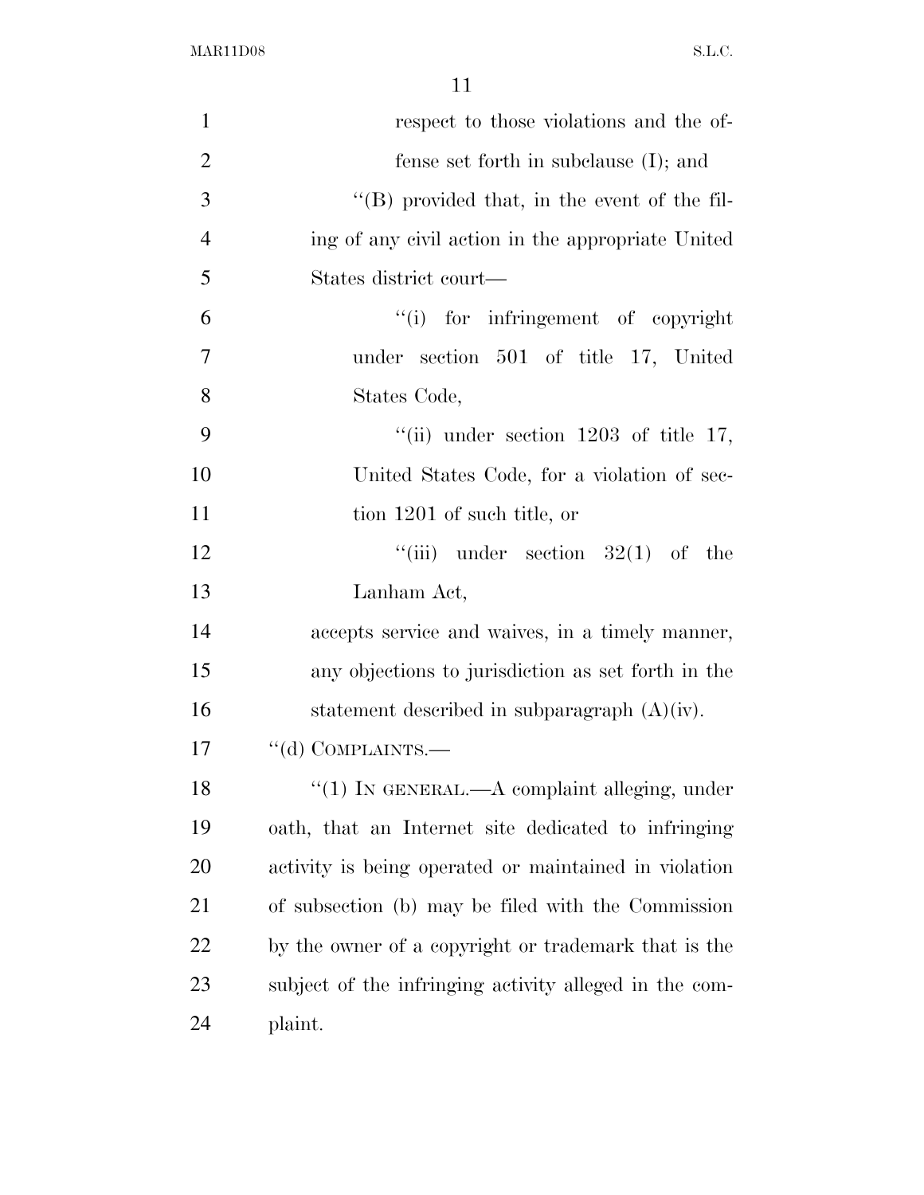respect to those violations and the offense set forth in subclause (I); and

''(B) provided that, in the event of the filing of any civil action in the appropriate United States district court—

''(i) for infringement of copyright under section 501 of title 17, United States Code,

''(ii) under section 1203 of title 17, United States Code, for a violation of section 1201 of such title, or

''(iii) under section 32(1) of the Lanham Act,

accepts service and waives, in a timely manner, any objections to jurisdiction as set forth in the statement described in subparagraph (A)(iv).

''(d) COMPLAINTS.—

''(1) IN GENERAL.—A complaint alleging, under oath, that an Internet site dedicated to infringing activity is being operated or maintained in violation of subsection (b) may be filed with the Commission by the owner of a copyright or trademark that is the subject of the infringing activity alleged in the complaint.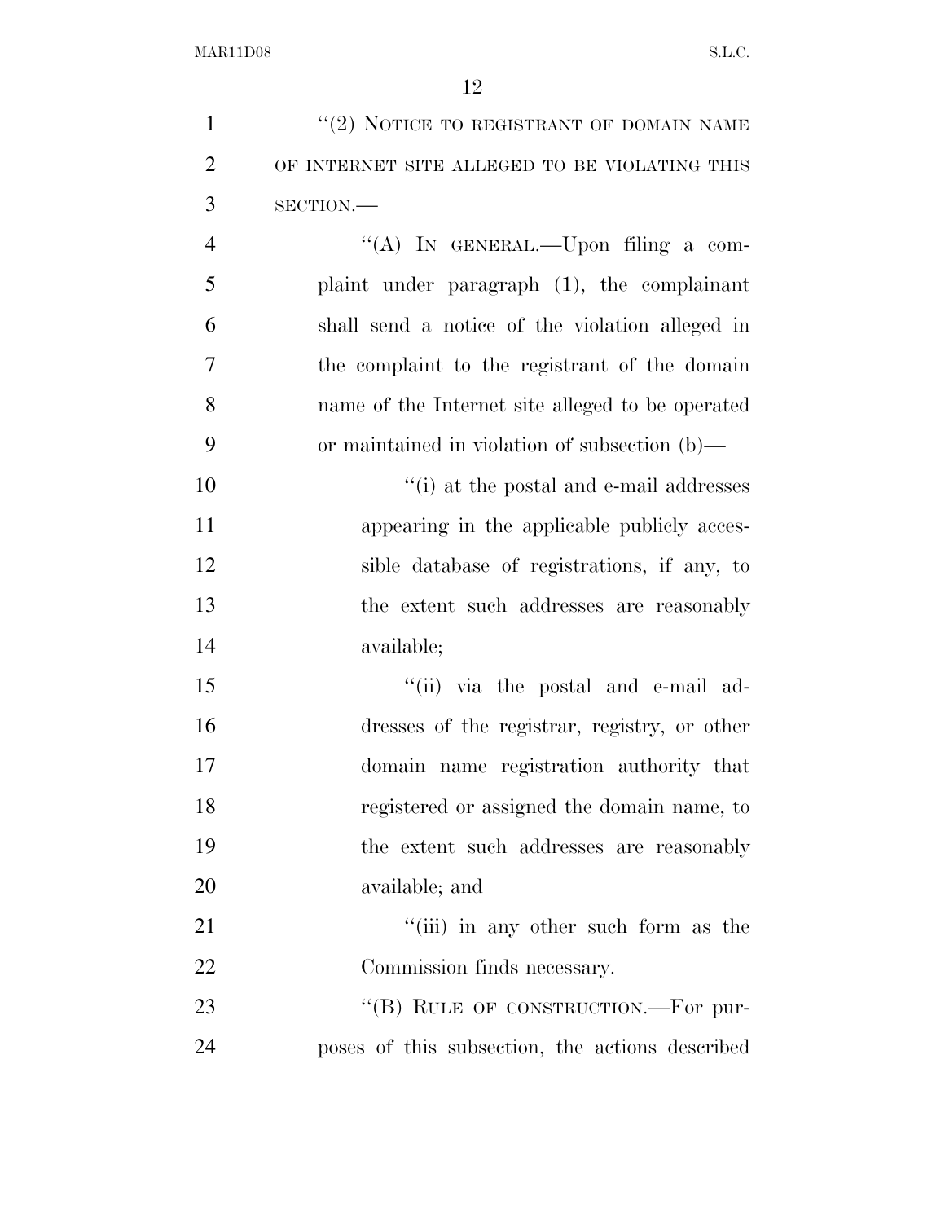"(2) NOTICE TO REGISTRANT OF DOMAIN NAME OF INTERNET SITE ALLEGED TO BE VIOLATING THIS SECTION.—

"(A) IN GENERAL.—Upon filing a complaint under paragraph (1), the complainant shall send a notice of the violation alleged in the complaint to the registrant of the domain name of the Internet site alleged to be operated or maintained in violation of subsection (b)—

"(i) at the postal and e-mail addresses appearing in the applicable publicly accessible database of registrations, if any, to the extent such addresses are reasonably available;

"(ii) via the postal and e-mail addresses of the registrar, registry, or other domain name registration authority that registered or assigned the domain name, to the extent such addresses are reasonably available; and

"(iii) in any other such form as the Commission finds necessary.

"(B) RULE OF CONSTRUCTION.—For purposes of this subsection, the actions described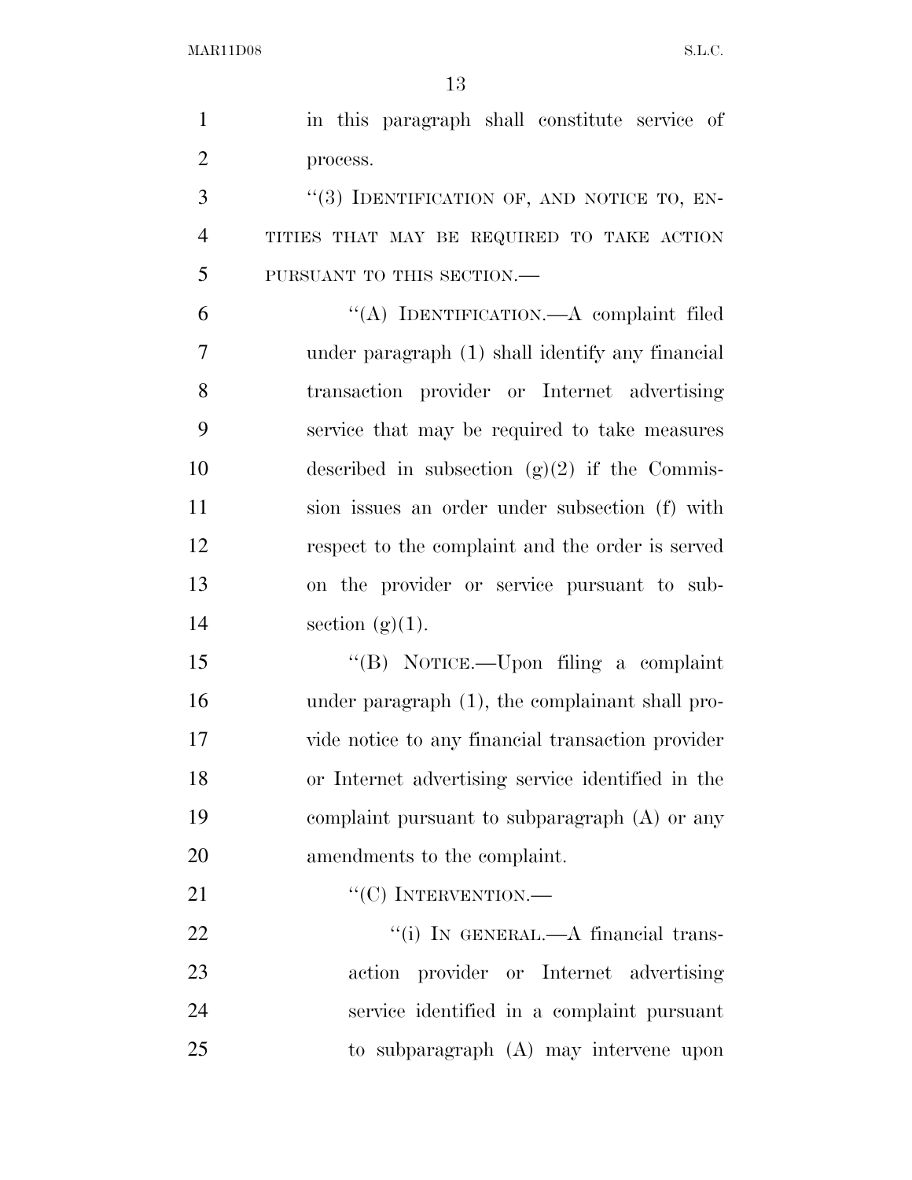in this paragraph shall constitute service of process.

"(3) IDENTIFICATION OF, AND NOTICE TO, ENTITIES THAT MAY BE REQUIRED TO TAKE ACTION PURSUANT TO THIS SECTION.—

"(A) IDENTIFICATION.—A complaint filed under paragraph (1) shall identify any financial transaction provider or Internet advertising service that may be required to take measures described in subsection (g)(2) if the Commission issues an order under subsection (f) with respect to the complaint and the order is served on the provider or service pursuant to subsection (g)(1).

"(B) NOTICE.—Upon filing a complaint under paragraph (1), the complainant shall provide notice to any financial transaction provider or Internet advertising service identified in the complaint pursuant to subparagraph (A) or any amendments to the complaint.

"(C) INTERVENTION.—

"(i) IN GENERAL.—A financial transaction provider or Internet advertising service identified in a complaint pursuant to subparagraph (A) may intervene upon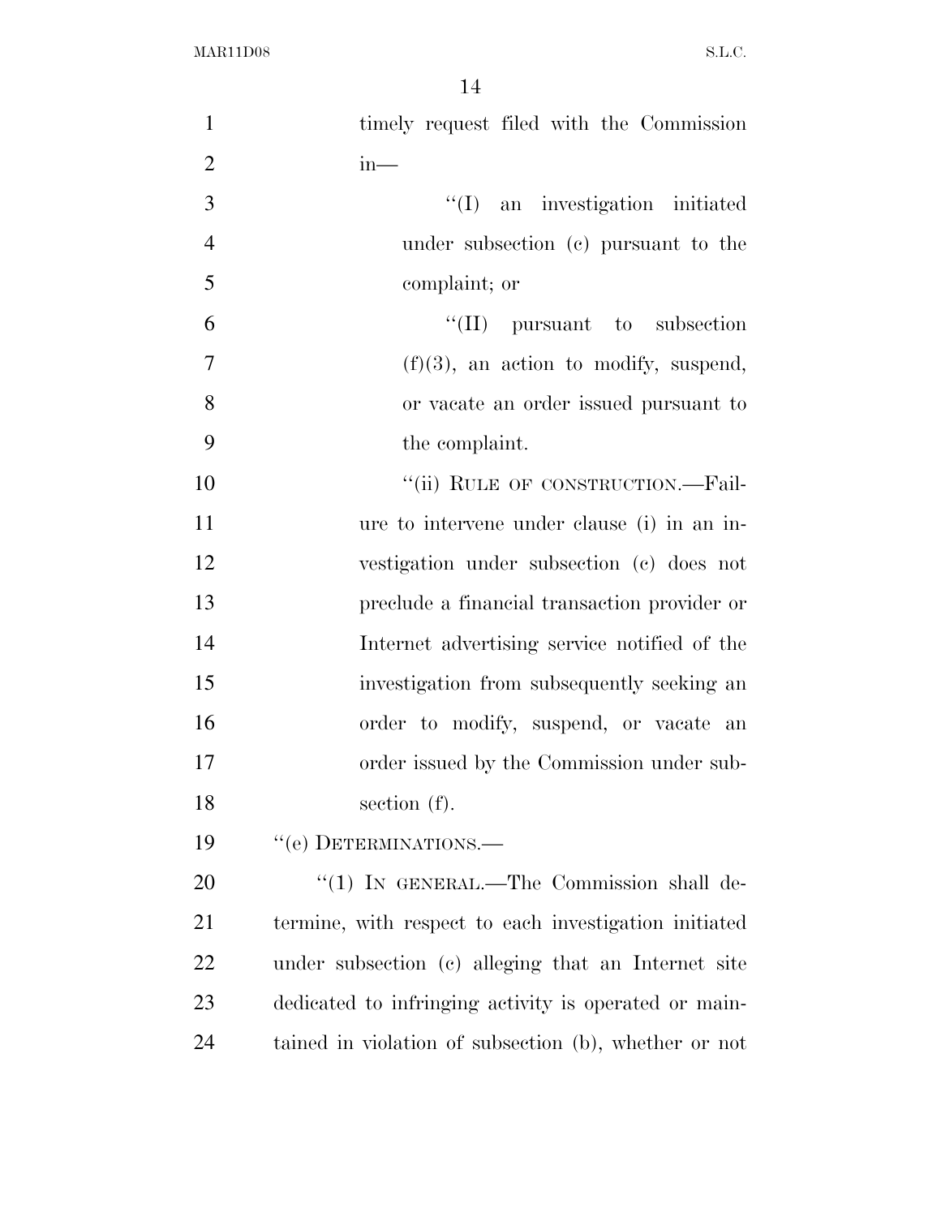timely request filed with the Commission in—

''(I) an investigation initiated under subsection (c) pursuant to the complaint; or

''(II) pursuant to subsection (f)(3), an action to modify, suspend, or vacate an order issued pursuant to the complaint.

''(ii) RULE OF CONSTRUCTION.—Failure to intervene under clause (i) in an investigation under subsection (c) does not preclude a financial transaction provider or Internet advertising service notified of the investigation from subsequently seeking an order to modify, suspend, or vacate an order issued by the Commission under subsection (f).

''(e) DETERMINATIONS.—

''(1) IN GENERAL.—The Commission shall determine, with respect to each investigation initiated under subsection (c) alleging that an Internet site dedicated to infringing activity is operated or maintained in violation of subsection (b), whether or not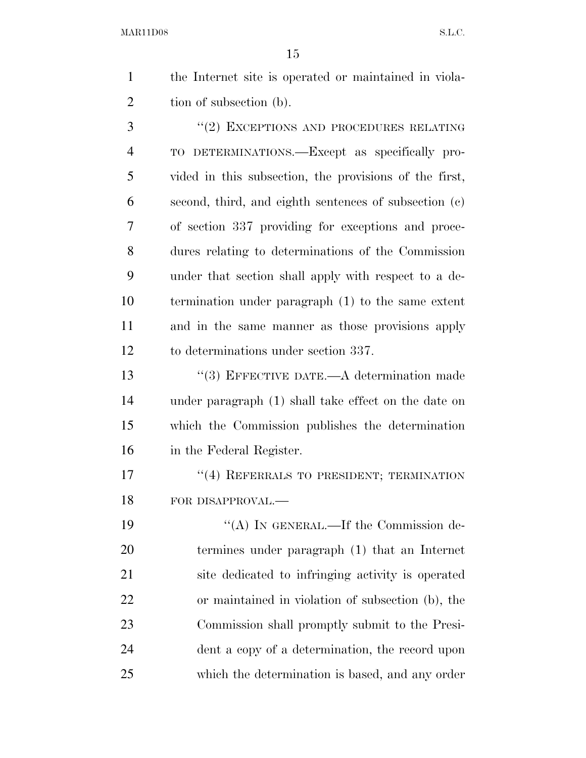the Internet site is operated or maintained in violation of subsection (b).

''(2) EXCEPTIONS AND PROCEDURES RELATING TO DETERMINATIONS.—Except as specifically provided in this subsection, the provisions of the first, second, third, and eighth sentences of subsection (c) of section 337 providing for exceptions and procedures relating to determinations of the Commission under that section shall apply with respect to a determination under paragraph (1) to the same extent and in the same manner as those provisions apply to determinations under section 337.

''(3) EFFECTIVE DATE.—A determination made under paragraph (1) shall take effect on the date on which the Commission publishes the determination in the Federal Register.

''(4) REFERRALS TO PRESIDENT; TERMINATION FOR DISAPPROVAL.—

''(A) IN GENERAL.—If the Commission determines under paragraph (1) that an Internet site dedicated to infringing activity is operated or maintained in violation of subsection (b), the Commission shall promptly submit to the President a copy of a determination, the record upon which the determination is based, and any order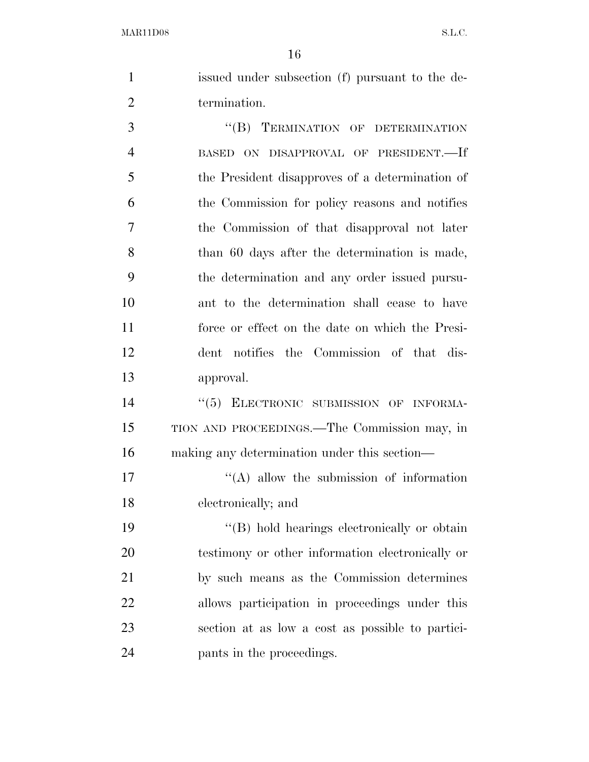issued under subsection (f) pursuant to the determination.

“(B) TERMINATION OF DETERMINATION BASED ON DISAPPROVAL OF PRESIDENT.—If the President disapproves of a determination of the Commission for policy reasons and notifies the Commission of that disapproval not later than 60 days after the determination is made, the determination and any order issued pursuant to the determination shall cease to have force or effect on the date on which the President notifies the Commission of that disapproval.

“(5) ELECTRONIC SUBMISSION OF INFORMATION AND PROCEEDINGS.—The Commission may, in making any determination under this section—

“(A) allow the submission of information electronically; and

“(B) hold hearings electronically or obtain testimony or other information electronically or by such means as the Commission determines allows participation in proceedings under this section at as low a cost as possible to participants in the proceedings.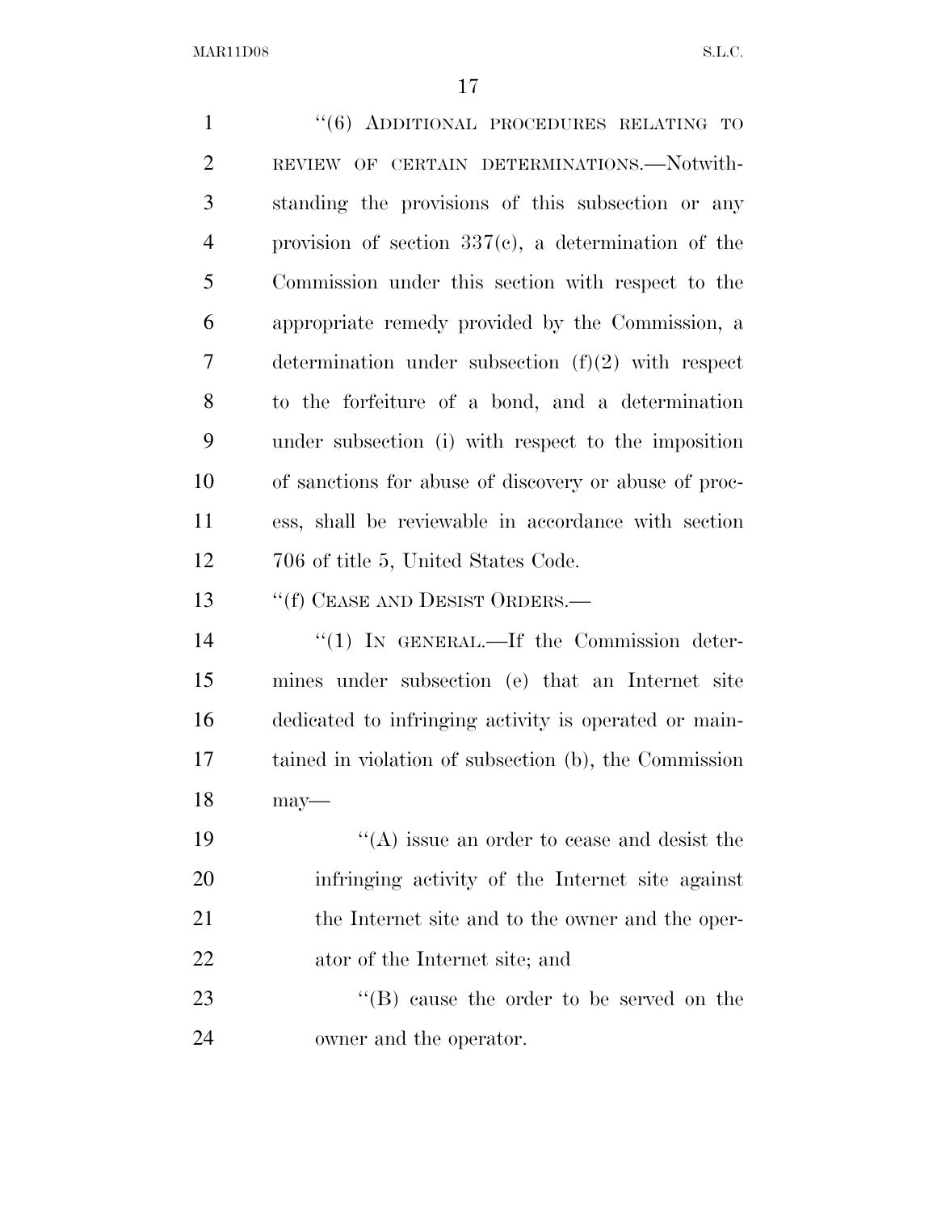"(6) ADDITIONAL PROCEDURES RELATING TO REVIEW OF CERTAIN DETERMINATIONS.—Notwithstanding the provisions of this subsection or any provision of section 337(c), a determination of the Commission under this section with respect to the appropriate remedy provided by the Commission, a determination under subsection (f)(2) with respect to the forfeiture of a bond, and a determination under subsection (i) with respect to the imposition of sanctions for abuse of discovery or abuse of process, shall be reviewable in accordance with section 706 of title 5, United States Code.

"(f) CEASE AND DESIST ORDERS.—

"(1) IN GENERAL.—If the Commission determines under subsection (e) that an Internet site dedicated to infringing activity is operated or maintained in violation of subsection (b), the Commission may—

"(A) issue an order to cease and desist the infringing activity of the Internet site against the Internet site and to the owner and the operator of the Internet site; and

"(B) cause the order to be served on the owner and the operator.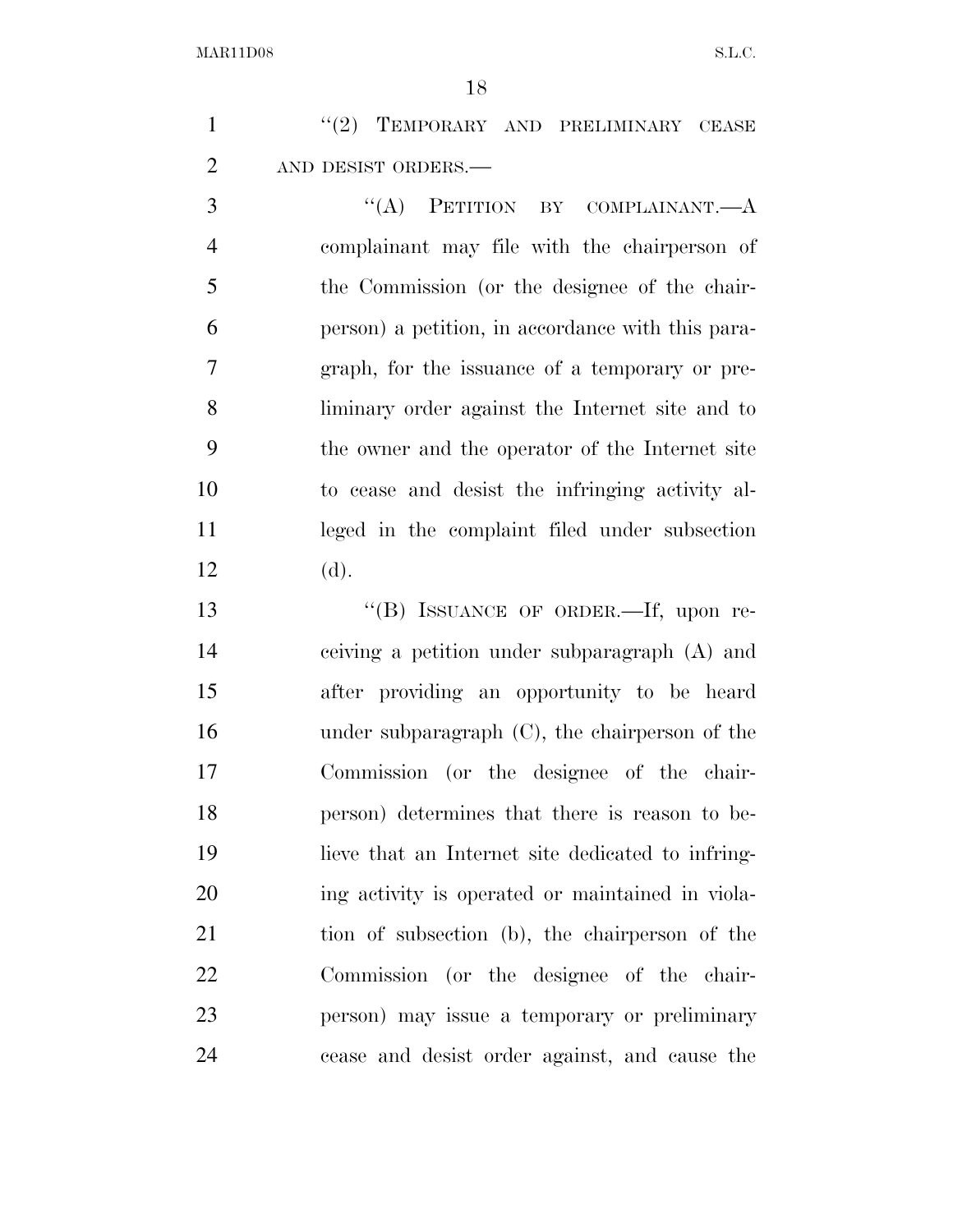"(2) TEMPORARY AND PRELIMINARY CEASE AND DESIST ORDERS.—

"(A) PETITION BY COMPLAINANT.—A complainant may file with the chairperson of the Commission (or the designee of the chairperson) a petition, in accordance with this paragraph, for the issuance of a temporary or preliminary order against the Internet site and to the owner and the operator of the Internet site to cease and desist the infringing activity alleged in the complaint filed under subsection (d).

"(B) ISSUANCE OF ORDER.—If, upon receiving a petition under subparagraph (A) and after providing an opportunity to be heard under subparagraph (C), the chairperson of the Commission (or the designee of the chairperson) determines that there is reason to believe that an Internet site dedicated to infringing activity is operated or maintained in violation of subsection (b), the chairperson of the Commission (or the designee of the chairperson) may issue a temporary or preliminary cease and desist order against, and cause the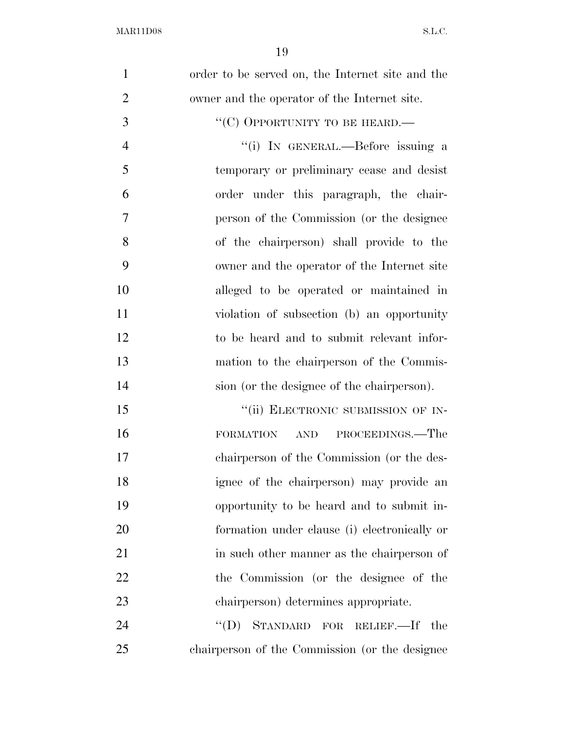order to be served on, the Internet site and the owner and the operator of the Internet site.

"(C) OPPORTUNITY TO BE HEARD.—

"(i) IN GENERAL.—Before issuing a temporary or preliminary cease and desist order under this paragraph, the chairperson of the Commission (or the designee of the chairperson) shall provide to the owner and the operator of the Internet site alleged to be operated or maintained in violation of subsection (b) an opportunity to be heard and to submit relevant information to the chairperson of the Commission (or the designee of the chairperson).

"(ii) ELECTRONIC SUBMISSION OF INFORMATION AND PROCEEDINGS.—The chairperson of the Commission (or the designee of the chairperson) may provide an opportunity to be heard and to submit information under clause (i) electronically or in such other manner as the chairperson of the Commission (or the designee of the chairperson) determines appropriate.

"(D) STANDARD FOR RELIEF.—If the chairperson of the Commission (or the designee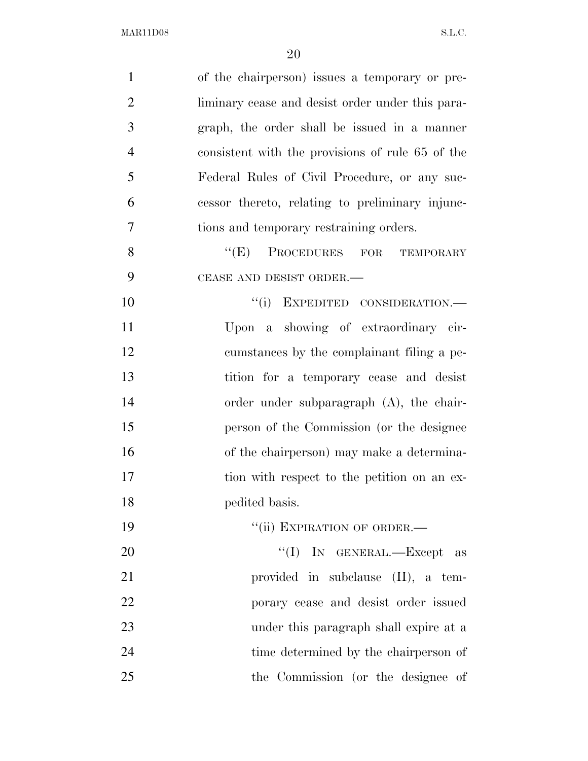of the chairperson) issues a temporary or preliminary cease and desist order under this paragraph, the order shall be issued in a manner consistent with the provisions of rule 65 of the Federal Rules of Civil Procedure, or any successor thereto, relating to preliminary injunctions and temporary restraining orders.

"(E) PROCEDURES FOR TEMPORARY CEASE AND DESIST ORDER.—

"(i) EXPEDITED CONSIDERATION.— Upon a showing of extraordinary circumstances by the complainant filing a petition for a temporary cease and desist order under subparagraph (A), the chairperson of the Commission (or the designee of the chairperson) may make a determination with respect to the petition on an expedited basis.

"(ii) EXPIRATION OF ORDER.—

"(I) IN GENERAL.—Except as provided in subclause (II), a temporary cease and desist order issued under this paragraph shall expire at a time determined by the chairperson of the Commission (or the designee of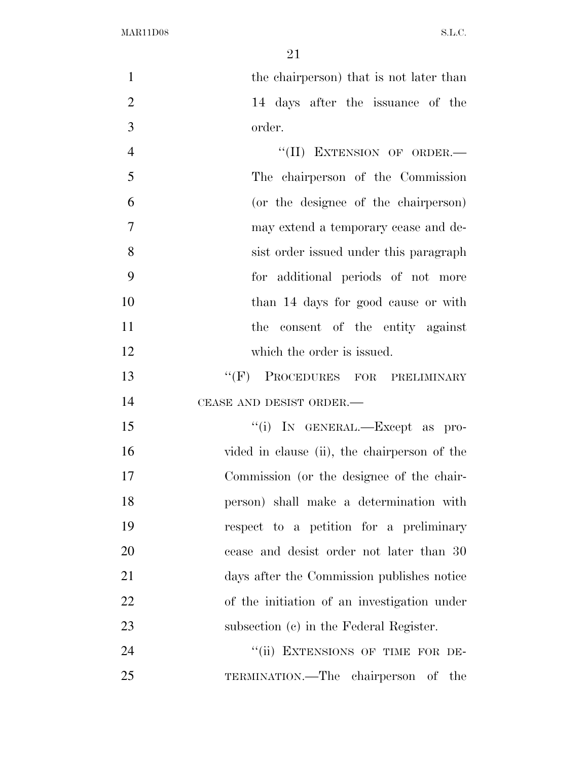the chairperson) that is not later than 14 days after the issuance of the order.

"(II) EXTENSION OF ORDER.—The chairperson of the Commission (or the designee of the chairperson) may extend a temporary cease and desist order issued under this paragraph for additional periods of not more than 14 days for good cause or with the consent of the entity against which the order is issued.

"(F) PROCEDURES FOR PRELIMINARY CEASE AND DESIST ORDER.—

"(i) IN GENERAL.—Except as provided in clause (ii), the chairperson of the Commission (or the designee of the chairperson) shall make a determination with respect to a petition for a preliminary cease and desist order not later than 30 days after the Commission publishes notice of the initiation of an investigation under subsection (c) in the Federal Register.

"(ii) EXTENSIONS OF TIME FOR DETERMINATION.—The chairperson of the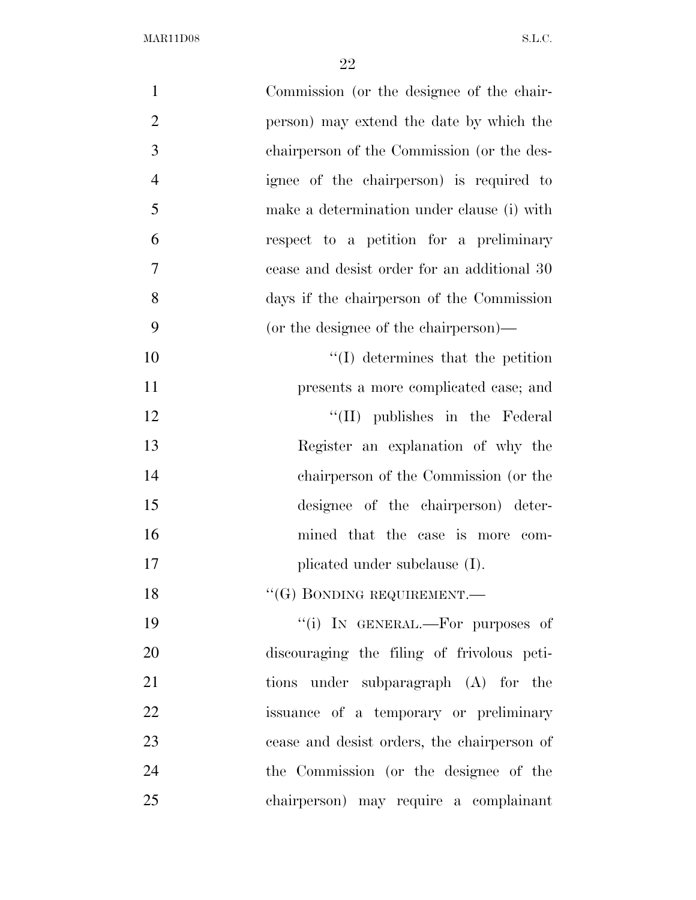Commission (or the designee of the chairperson) may extend the date by which the chairperson of the Commission (or the designee of the chairperson) is required to make a determination under clause (i) with respect to a petition for a preliminary cease and desist order for an additional 30 days if the chairperson of the Commission (or the designee of the chairperson)—

"(I) determines that the petition presents a more complicated case; and

"(II) publishes in the Federal Register an explanation of why the chairperson of the Commission (or the designee of the chairperson) determined that the case is more complicated under subclause (I).

"(G) BONDING REQUIREMENT.—

"(i) IN GENERAL.—For purposes of discouraging the filing of frivolous petitions under subparagraph (A) for the issuance of a temporary or preliminary cease and desist orders, the chairperson of the Commission (or the designee of the chairperson) may require a complainant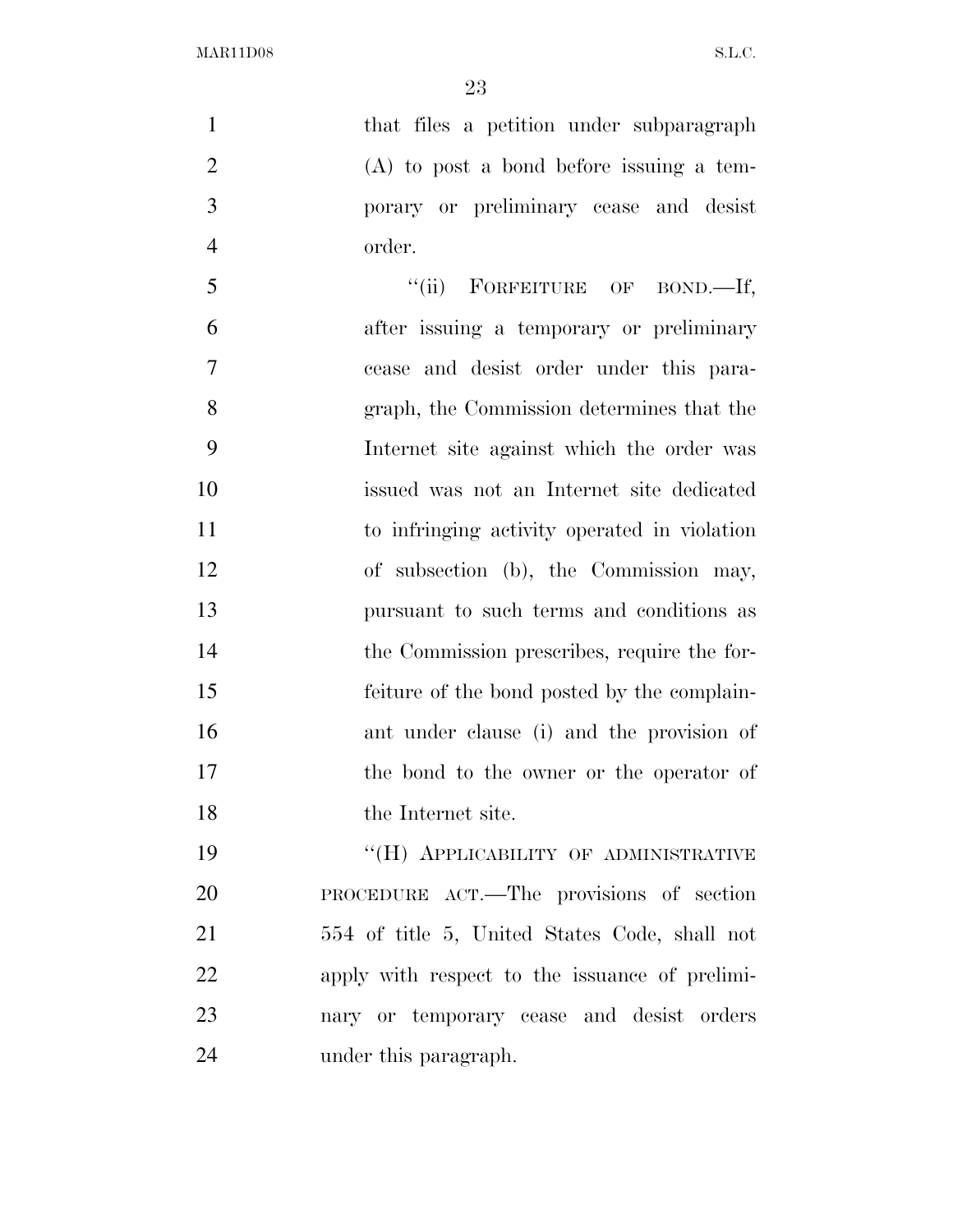that files a petition under subparagraph (A) to post a bond before issuing a temporary or preliminary cease and desist order.

"(ii) FORFEITURE OF BOND.—If, after issuing a temporary or preliminary cease and desist order under this paragraph, the Commission determines that the Internet site against which the order was issued was not an Internet site dedicated to infringing activity operated in violation of subsection (b), the Commission may, pursuant to such terms and conditions as the Commission prescribes, require the forfeiture of the bond posted by the complainant under clause (i) and the provision of the bond to the owner or the operator of the Internet site.

"(H) APPLICABILITY OF ADMINISTRATIVE PROCEDURE ACT.—The provisions of section 554 of title 5, United States Code, shall not apply with respect to the issuance of preliminary or temporary cease and desist orders under this paragraph.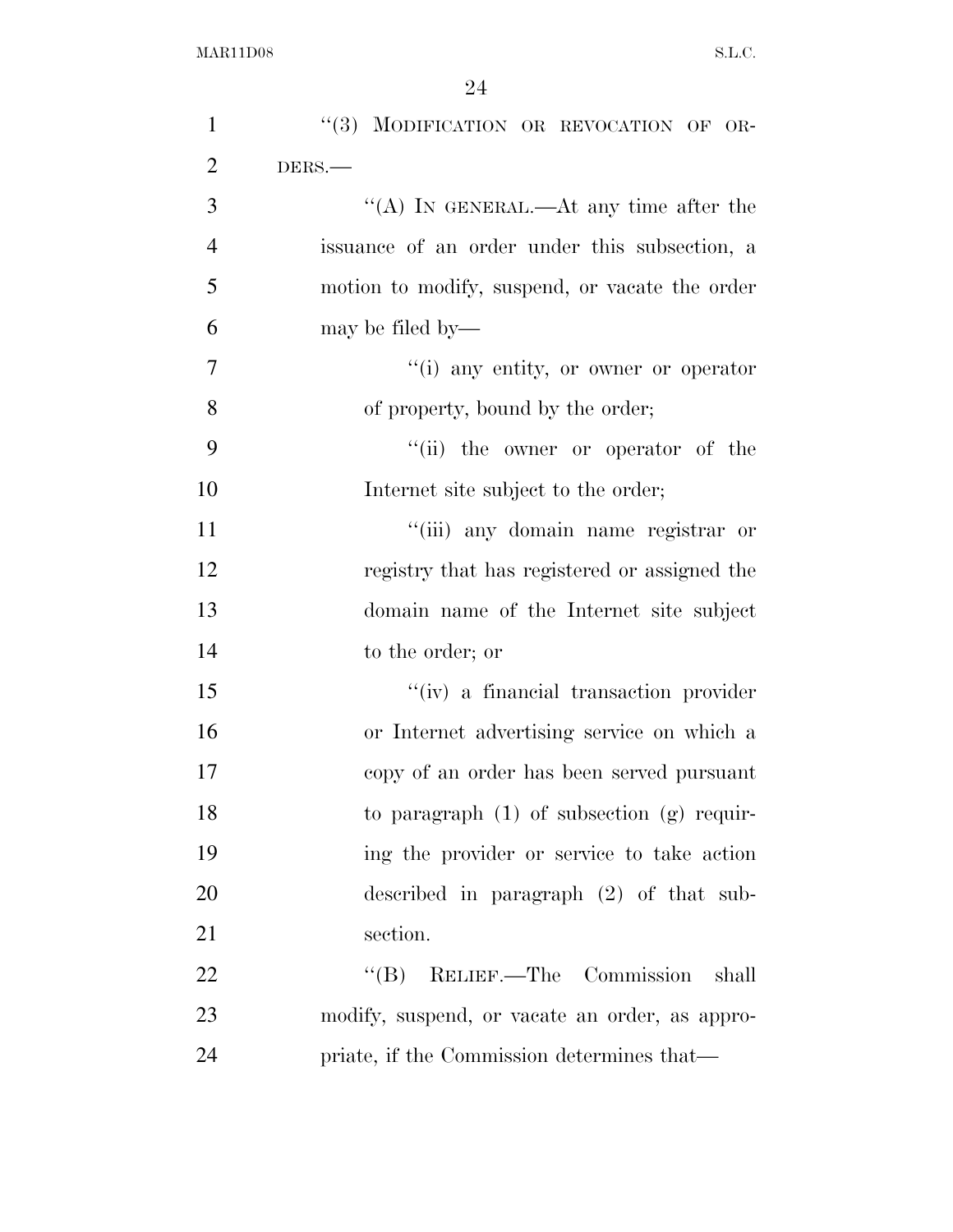"(3) MODIFICATION OR REVOCATION OF ORDERS.—

"(A) IN GENERAL.—At any time after the issuance of an order under this subsection, a motion to modify, suspend, or vacate the order may be filed by—

"(i) any entity, or owner or operator of property, bound by the order;

"(ii) the owner or operator of the Internet site subject to the order;

"(iii) any domain name registrar or registry that has registered or assigned the domain name of the Internet site subject to the order; or

"(iv) a financial transaction provider or Internet advertising service on which a copy of an order has been served pursuant to paragraph (1) of subsection (g) requiring the provider or service to take action described in paragraph (2) of that subsection.

"(B) RELIEF.—The Commission shall modify, suspend, or vacate an order, as appropriate, if the Commission determines that—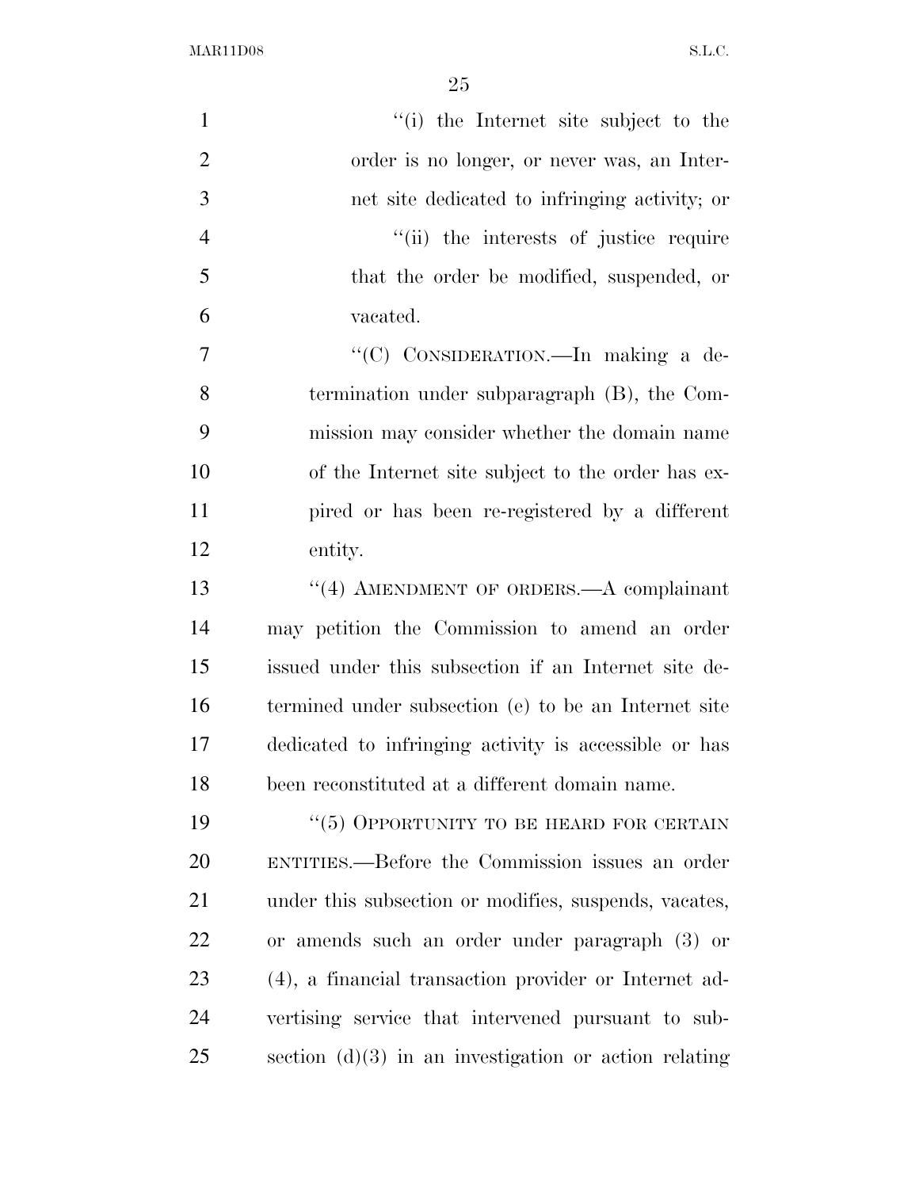''(i) the Internet site subject to the order is no longer, or never was, an Internet site dedicated to infringing activity; or

''(ii) the interests of justice require that the order be modified, suspended, or vacated.

''(C) CONSIDERATION.—In making a determination under subparagraph (B), the Commission may consider whether the domain name of the Internet site subject to the order has expired or has been re-registered by a different entity.

''(4) AMENDMENT OF ORDERS.—A complainant may petition the Commission to amend an order issued under this subsection if an Internet site determined under subsection (e) to be an Internet site dedicated to infringing activity is accessible or has been reconstituted at a different domain name.

''(5) OPPORTUNITY TO BE HEARD FOR CERTAIN ENTITIES.—Before the Commission issues an order under this subsection or modifies, suspends, vacates, or amends such an order under paragraph (3) or (4), a financial transaction provider or Internet advertising service that intervened pursuant to subsection (d)(3) in an investigation or action relating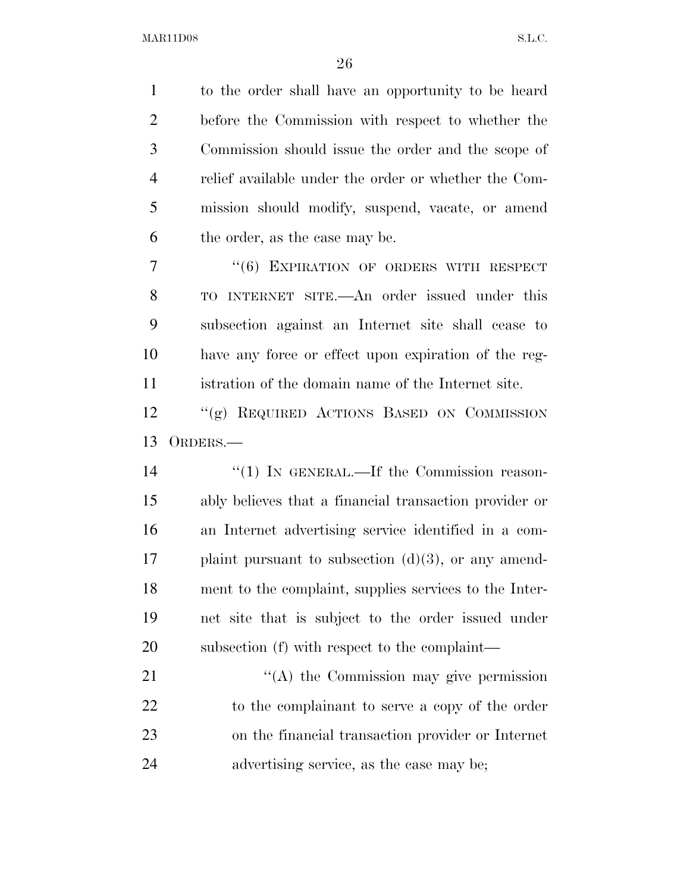to the order shall have an opportunity to be heard before the Commission with respect to whether the Commission should issue the order and the scope of relief available under the order or whether the Commission should modify, suspend, vacate, or amend the order, as the case may be.

"(6) EXPIRATION OF ORDERS WITH RESPECT TO INTERNET SITE.—An order issued under this subsection against an Internet site shall cease to have any force or effect upon expiration of the registration of the domain name of the Internet site.

"(g) REQUIRED ACTIONS BASED ON COMMISSION ORDERS.—

"(1) IN GENERAL.—If the Commission reasonably believes that a financial transaction provider or an Internet advertising service identified in a complaint pursuant to subsection (d)(3), or any amendment to the complaint, supplies services to the Internet site that is subject to the order issued under subsection (f) with respect to the complaint—

"(A) the Commission may give permission to the complainant to serve a copy of the order on the financial transaction provider or Internet advertising service, as the case may be;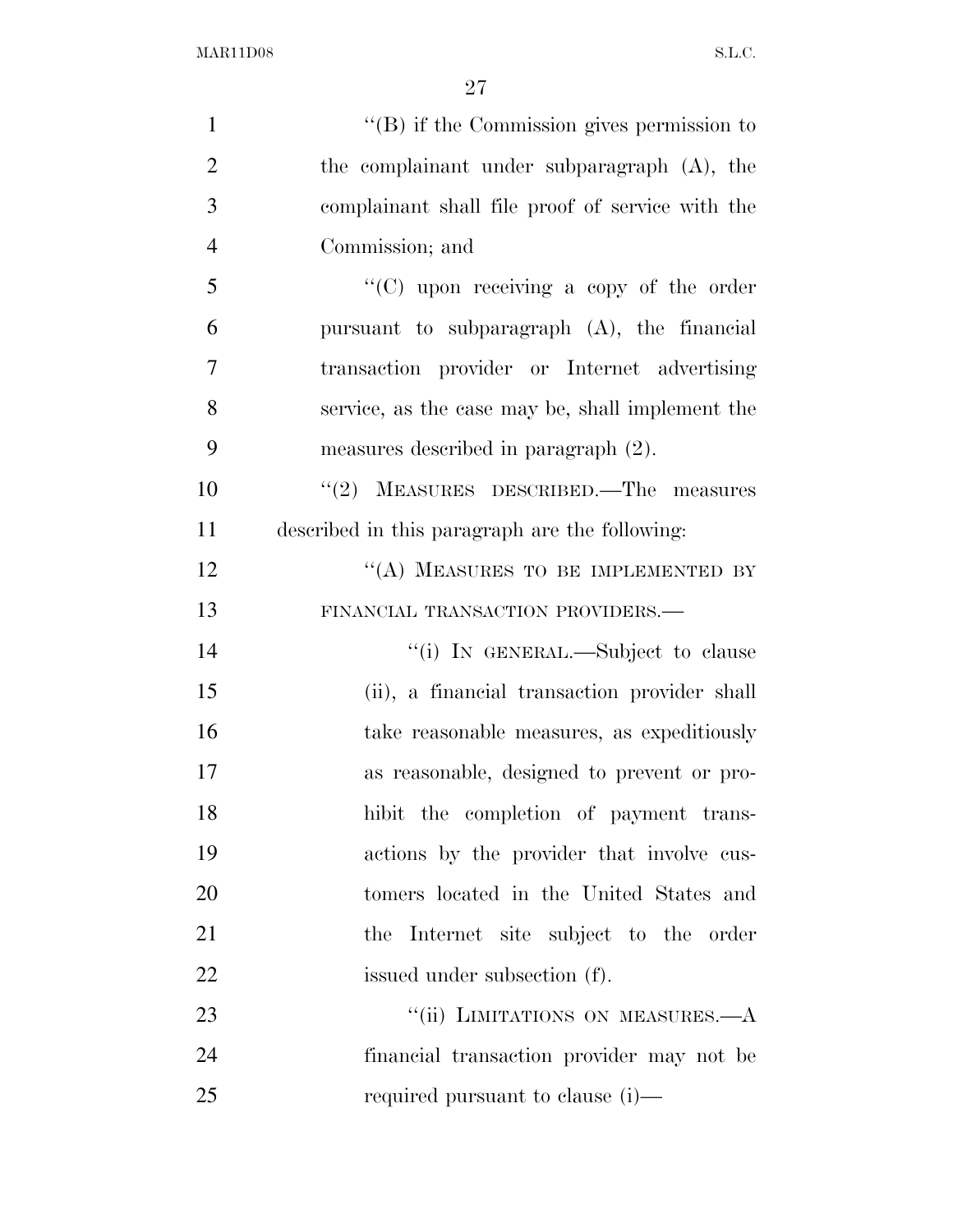''(B) if the Commission gives permission to the complainant under subparagraph (A), the complainant shall file proof of service with the Commission; and

''(C) upon receiving a copy of the order pursuant to subparagraph (A), the financial transaction provider or Internet advertising service, as the case may be, shall implement the measures described in paragraph (2).

''(2) MEASURES DESCRIBED.—The measures described in this paragraph are the following:

''(A) MEASURES TO BE IMPLEMENTED BY FINANCIAL TRANSACTION PROVIDERS.—

''(i) IN GENERAL.—Subject to clause (ii), a financial transaction provider shall take reasonable measures, as expeditiously as reasonable, designed to prevent or prohibit the completion of payment transactions by the provider that involve customers located in the United States and the Internet site subject to the order issued under subsection (f).

''(ii) LIMITATIONS ON MEASURES.—A financial transaction provider may not be required pursuant to clause (i)—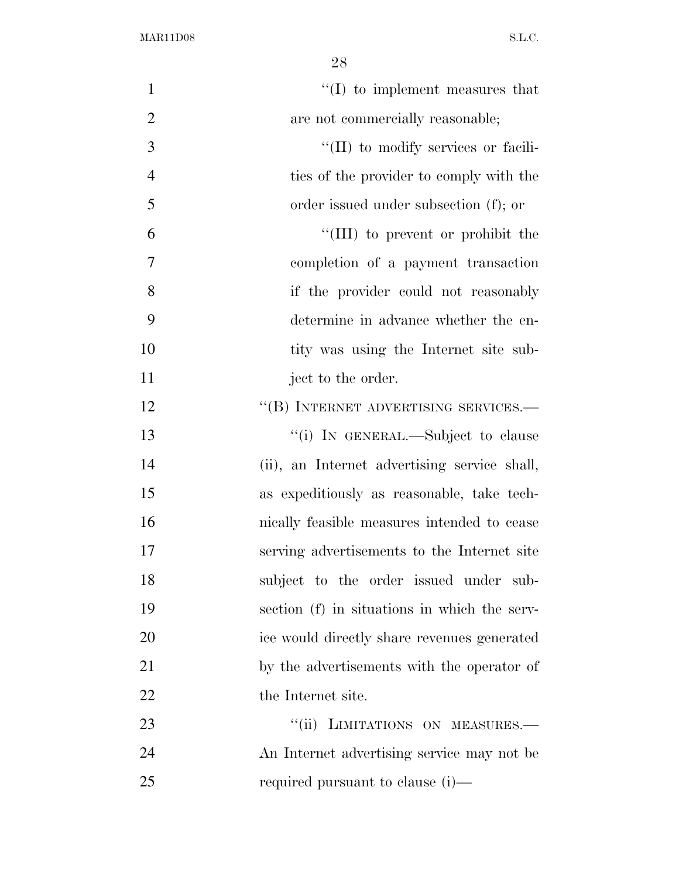''(I) to implement measures that are not commercially reasonable;

''(II) to modify services or facilities of the provider to comply with the order issued under subsection (f); or

''(III) to prevent or prohibit the completion of a payment transaction if the provider could not reasonably determine in advance whether the entity was using the Internet site subject to the order.

''(B) INTERNET ADVERTISING SERVICES.—

''(i) IN GENERAL.—Subject to clause (ii), an Internet advertising service shall, as expeditiously as reasonable, take technically feasible measures intended to cease serving advertisements to the Internet site subject to the order issued under subsection (f) in situations in which the service would directly share revenues generated by the advertisements with the operator of the Internet site.

''(ii) LIMITATIONS ON MEASURES.—An Internet advertising service may not be required pursuant to clause (i)—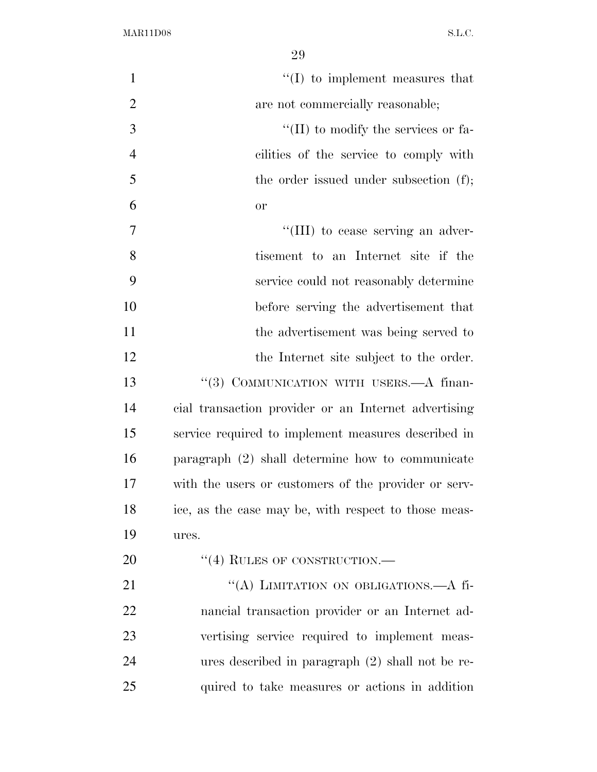''(I) to implement measures that are not commercially reasonable;

''(II) to modify the services or facilities of the service to comply with the order issued under subsection (f); or

''(III) to cease serving an advertisement to an Internet site if the service could not reasonably determine before serving the advertisement that the advertisement was being served to the Internet site subject to the order.

''(3) COMMUNICATION WITH USERS.—A financial transaction provider or an Internet advertising service required to implement measures described in paragraph (2) shall determine how to communicate with the users or customers of the provider or service, as the case may be, with respect to those measures.

''(4) RULES OF CONSTRUCTION.—

''(A) LIMITATION ON OBLIGATIONS.—A financial transaction provider or an Internet advertising service required to implement measures described in paragraph (2) shall not be required to take measures or actions in addition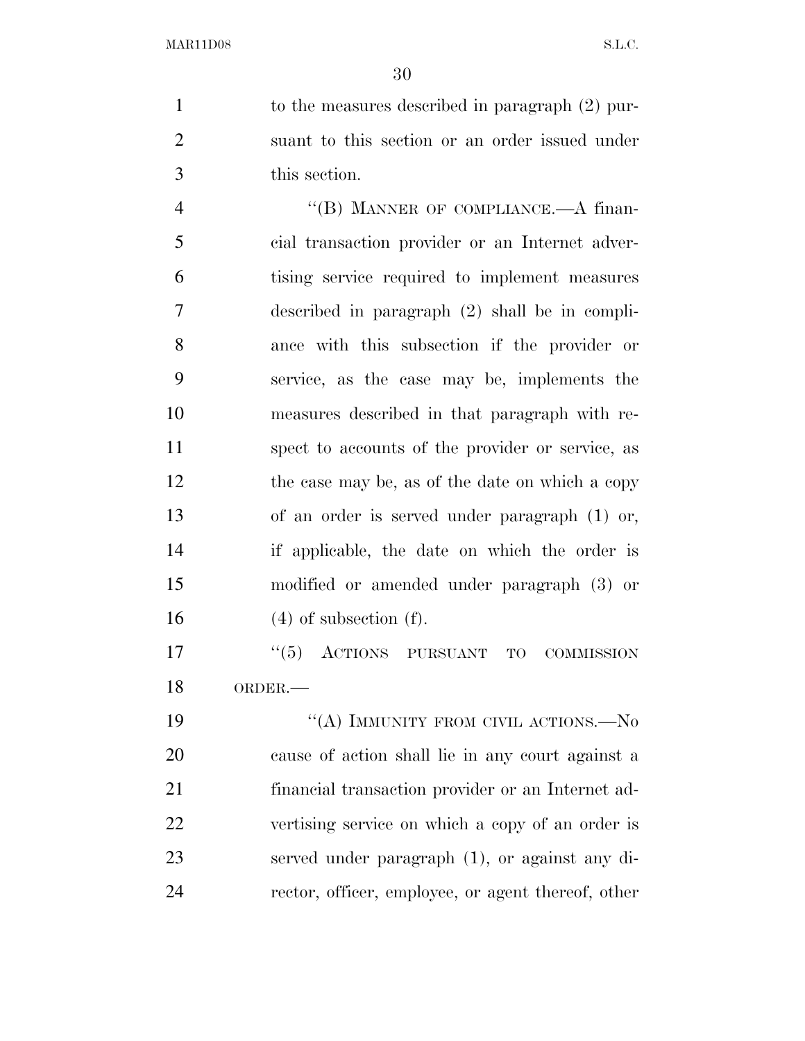to the measures described in paragraph (2) pursuant to this section or an order issued under this section.

"(B) MANNER OF COMPLIANCE.—A financial transaction provider or an Internet advertising service required to implement measures described in paragraph (2) shall be in compliance with this subsection if the provider or service, as the case may be, implements the measures described in that paragraph with respect to accounts of the provider or service, as the case may be, as of the date on which a copy of an order is served under paragraph (1) or, if applicable, the date on which the order is modified or amended under paragraph (3) or (4) of subsection (f).

"(5) ACTIONS PURSUANT TO COMMISSION ORDER.—

"(A) IMMUNITY FROM CIVIL ACTIONS.—No cause of action shall lie in any court against a financial transaction provider or an Internet advertising service on which a copy of an order is served under paragraph (1), or against any director, officer, employee, or agent thereof, other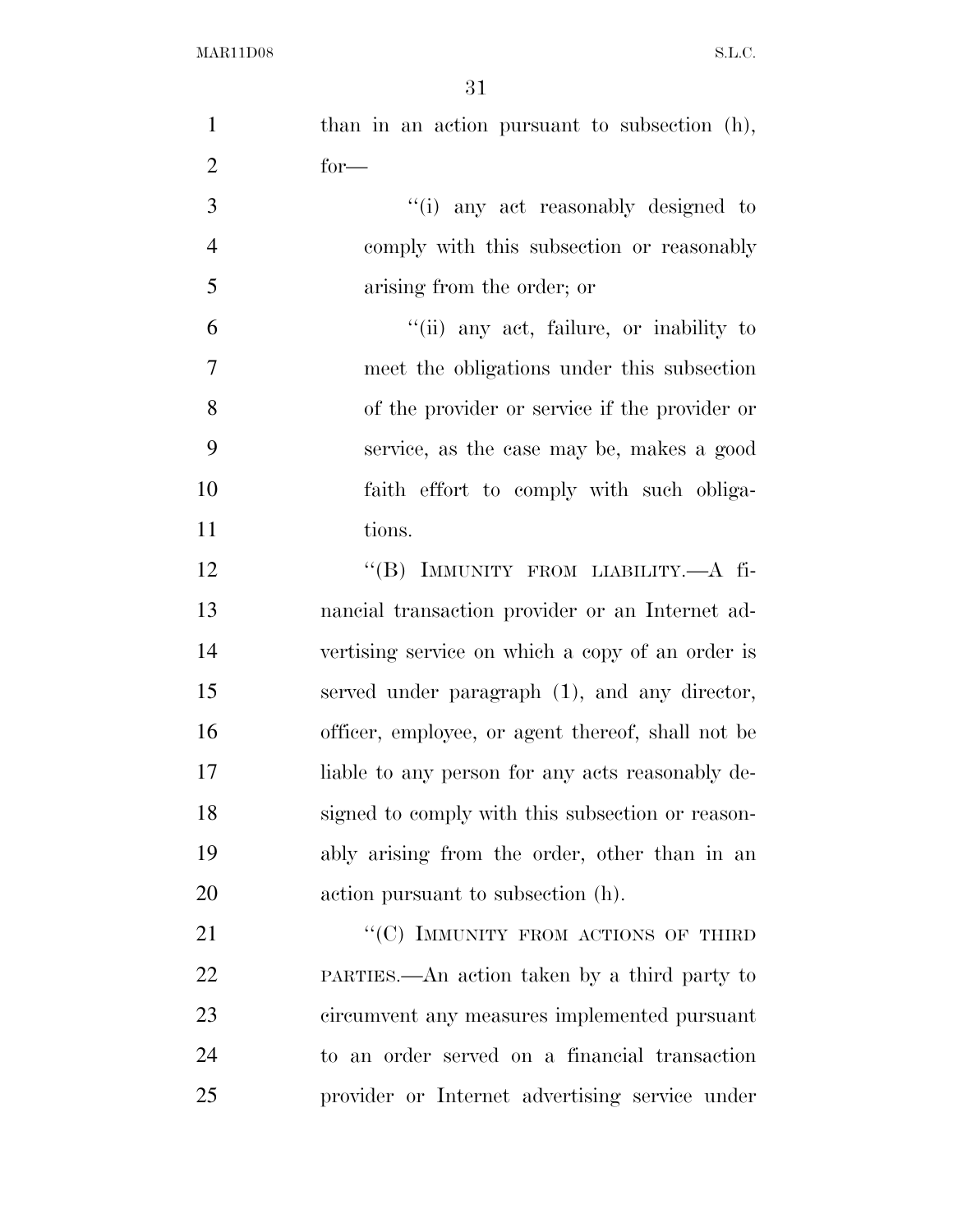than in an action pursuant to subsection (h), for—

''(i) any act reasonably designed to comply with this subsection or reasonably arising from the order; or

''(ii) any act, failure, or inability to meet the obligations under this subsection of the provider or service if the provider or service, as the case may be, makes a good faith effort to comply with such obligations.

''(B) IMMUNITY FROM LIABILITY.—A financial transaction provider or an Internet advertising service on which a copy of an order is served under paragraph (1), and any director, officer, employee, or agent thereof, shall not be liable to any person for any acts reasonably designed to comply with this subsection or reasonably arising from the order, other than in an action pursuant to subsection (h).

''(C) IMMUNITY FROM ACTIONS OF THIRD PARTIES.—An action taken by a third party to circumvent any measures implemented pursuant to an order served on a financial transaction provider or Internet advertising service under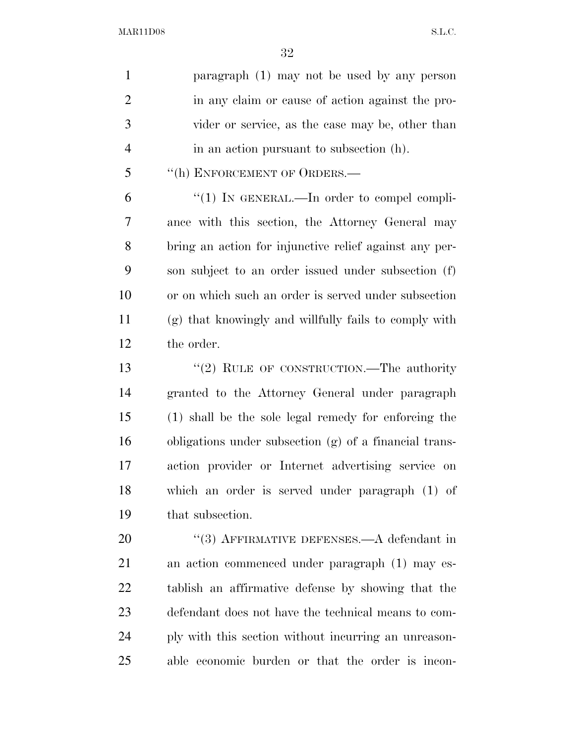paragraph (1) may not be used by any person in any claim or cause of action against the provider or service, as the case may be, other than in an action pursuant to subsection (h).

"(h) ENFORCEMENT OF ORDERS.—

"(1) IN GENERAL.—In order to compel compliance with this section, the Attorney General may bring an action for injunctive relief against any person subject to an order issued under subsection (f) or on which such an order is served under subsection (g) that knowingly and willfully fails to comply with the order.

"(2) RULE OF CONSTRUCTION.—The authority granted to the Attorney General under paragraph (1) shall be the sole legal remedy for enforcing the obligations under subsection (g) of a financial transaction provider or Internet advertising service on which an order is served under paragraph (1) of that subsection.

"(3) AFFIRMATIVE DEFENSES.—A defendant in an action commenced under paragraph (1) may establish an affirmative defense by showing that the defendant does not have the technical means to comply with this section without incurring an unreasonable economic burden or that the order is incon-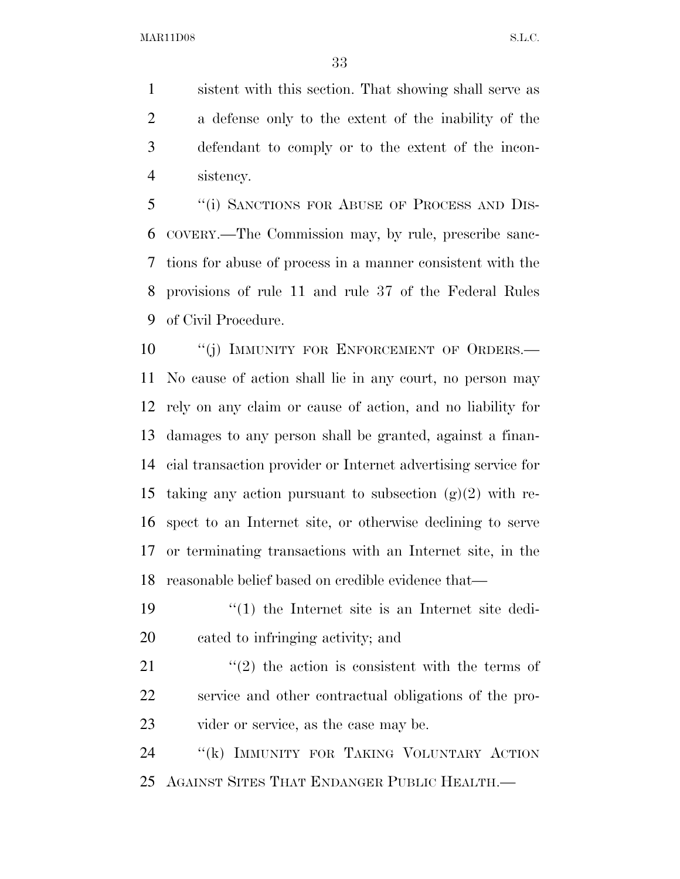sistent with this section. That showing shall serve as a defense only to the extent of the inability of the defendant to comply or to the extent of the inconsistency.

"(i) SANCTIONS FOR ABUSE OF PROCESS AND DISCOVERY.—The Commission may, by rule, prescribe sanctions for abuse of process in a manner consistent with the provisions of rule 11 and rule 37 of the Federal Rules of Civil Procedure.

"(j) IMMUNITY FOR ENFORCEMENT OF ORDERS.—No cause of action shall lie in any court, no person may rely on any claim or cause of action, and no liability for damages to any person shall be granted, against a financial transaction provider or Internet advertising service for taking any action pursuant to subsection (g)(2) with respect to an Internet site, or otherwise declining to serve or terminating transactions with an Internet site, in the reasonable belief based on credible evidence that—

"(1) the Internet site is an Internet site dedicated to infringing activity; and

"(2) the action is consistent with the terms of service and other contractual obligations of the provider or service, as the case may be.

"(k) IMMUNITY FOR TAKING VOLUNTARY ACTION AGAINST SITES THAT ENDANGER PUBLIC HEALTH.—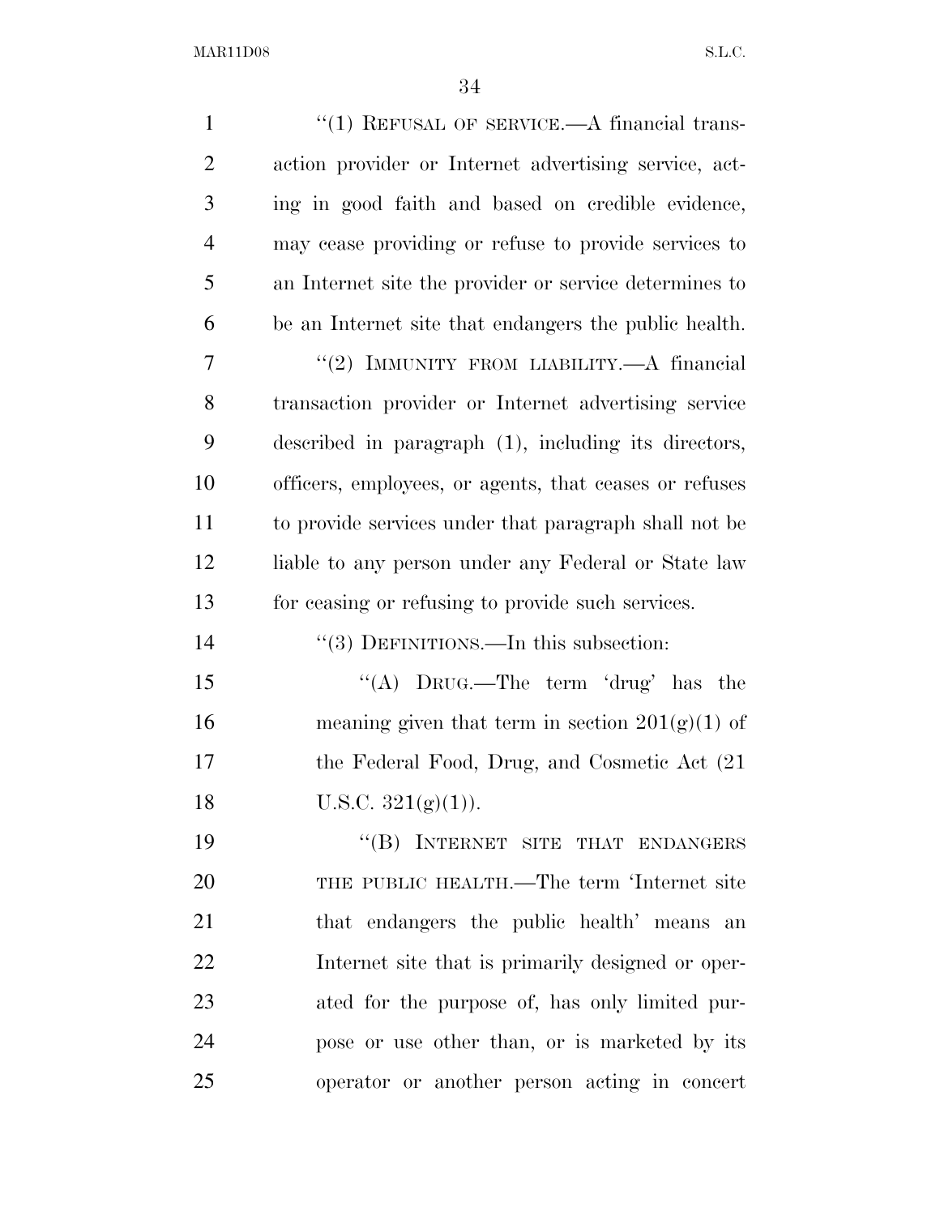"(1) Refusal of service.—A financial transaction provider or Internet advertising service, acting in good faith and based on credible evidence, may cease providing or refuse to provide services to an Internet site the provider or service determines to be an Internet site that endangers the public health.

"(2) Immunity from liability.—A financial transaction provider or Internet advertising service described in paragraph (1), including its directors, officers, employees, or agents, that ceases or refuses to provide services under that paragraph shall not be liable to any person under any Federal or State law for ceasing or refusing to provide such services.

"(3) Definitions.—In this subsection:

"(A) Drug.—The term 'drug' has the meaning given that term in section 201(g)(1) of the Federal Food, Drug, and Cosmetic Act (21 U.S.C. 321(g)(1)).

"(B) Internet site that endangers the public health.—The term 'Internet site that endangers the public health' means an Internet site that is primarily designed or operated for the purpose of, has only limited purpose or use other than, or is marketed by its operator or another person acting in concert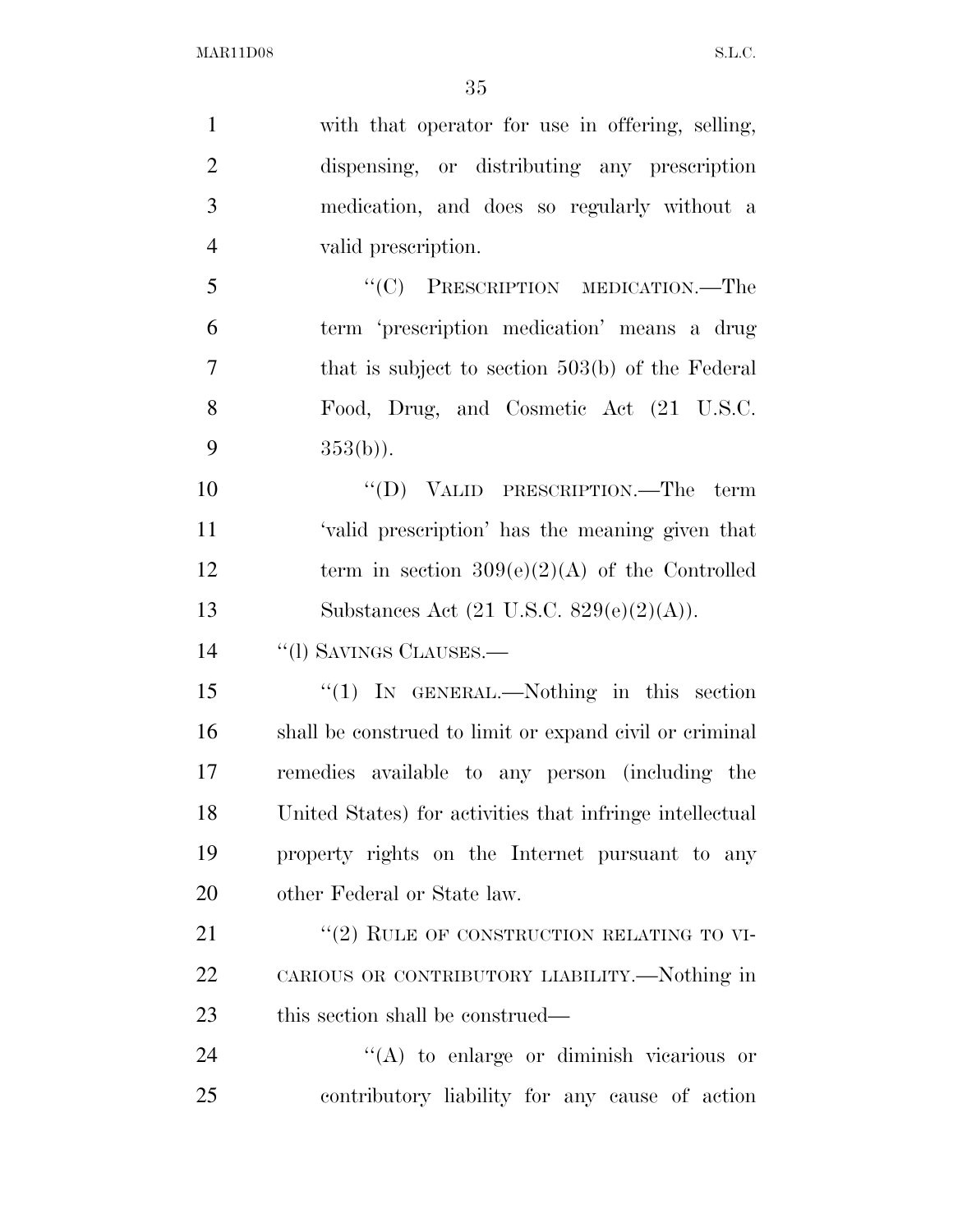with that operator for use in offering, selling, dispensing, or distributing any prescription medication, and does so regularly without a valid prescription.

"(C) PRESCRIPTION MEDICATION.—The term 'prescription medication' means a drug that is subject to section 503(b) of the Federal Food, Drug, and Cosmetic Act (21 U.S.C. 353(b)).

"(D) VALID PRESCRIPTION.—The term 'valid prescription' has the meaning given that term in section 309(e)(2)(A) of the Controlled Substances Act (21 U.S.C. 829(e)(2)(A)).

"(l) SAVINGS CLAUSES.—

"(1) IN GENERAL.—Nothing in this section shall be construed to limit or expand civil or criminal remedies available to any person (including the United States) for activities that infringe intellectual property rights on the Internet pursuant to any other Federal or State law.

"(2) RULE OF CONSTRUCTION RELATING TO VICARIOUS OR CONTRIBUTORY LIABILITY.—Nothing in this section shall be construed—

"(A) to enlarge or diminish vicarious or contributory liability for any cause of action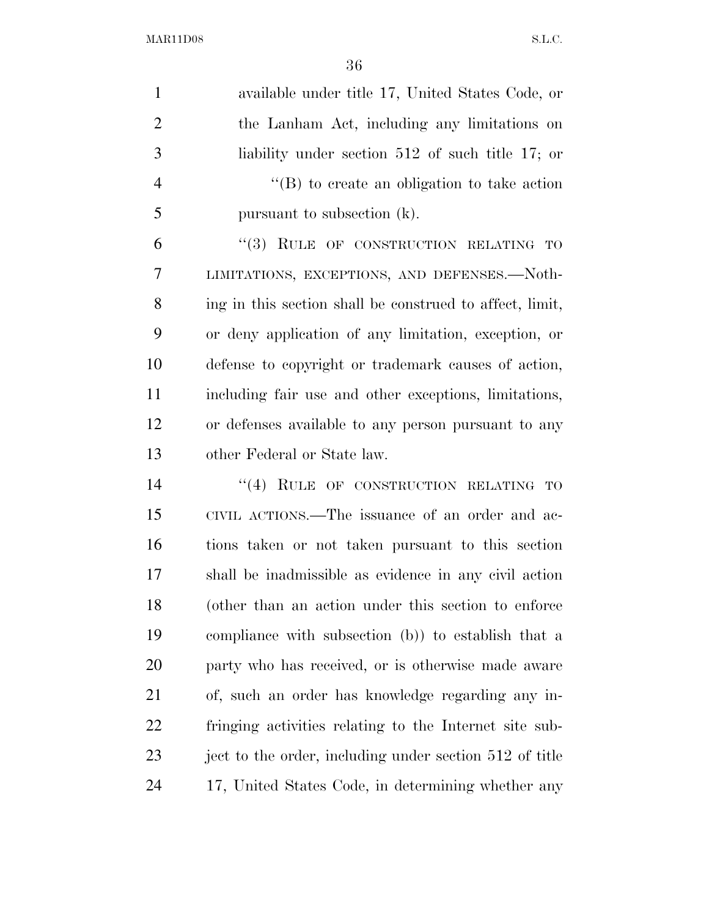available under title 17, United States Code, or the Lanham Act, including any limitations on liability under section 512 of such title 17; or

''(B) to create an obligation to take action pursuant to subsection (k).

''(3) RULE OF CONSTRUCTION RELATING TO LIMITATIONS, EXCEPTIONS, AND DEFENSES.—Nothing in this section shall be construed to affect, limit, or deny application of any limitation, exception, or defense to copyright or trademark causes of action, including fair use and other exceptions, limitations, or defenses available to any person pursuant to any other Federal or State law.

''(4) RULE OF CONSTRUCTION RELATING TO CIVIL ACTIONS.—The issuance of an order and actions taken or not taken pursuant to this section shall be inadmissible as evidence in any civil action (other than an action under this section to enforce compliance with subsection (b)) to establish that a party who has received, or is otherwise made aware of, such an order has knowledge regarding any infringing activities relating to the Internet site subject to the order, including under section 512 of title 17, United States Code, in determining whether any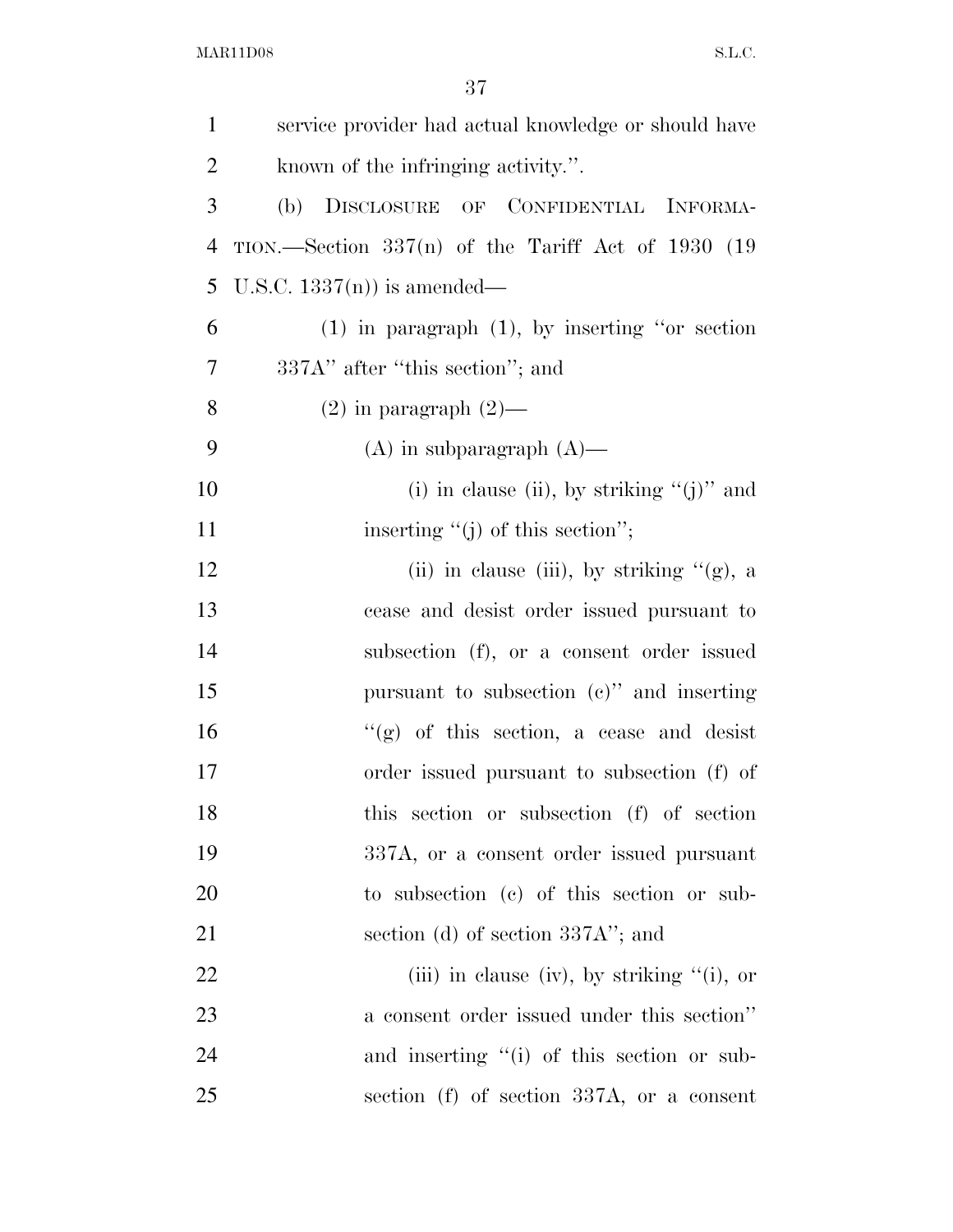service provider had actual knowledge or should have known of the infringing activity.''.

(b) DISCLOSURE OF CONFIDENTIAL INFORMATION.—Section 337(n) of the Tariff Act of 1930 (19 U.S.C. 1337(n)) is amended—

(1) in paragraph (1), by inserting ''or section 337A'' after ''this section''; and

(2) in paragraph (2)—

(A) in subparagraph (A)—

(i) in clause (ii), by striking ''(j)'' and inserting ''(j) of this section'';

(ii) in clause (iii), by striking ''(g), a cease and desist order issued pursuant to subsection (f), or a consent order issued pursuant to subsection (c)'' and inserting ''(g) of this section, a cease and desist order issued pursuant to subsection (f) of this section or subsection (f) of section 337A, or a consent order issued pursuant to subsection (c) of this section or subsection (d) of section 337A''; and

(iii) in clause (iv), by striking ''(i), or a consent order issued under this section'' and inserting ''(i) of this section or subsection (f) of section 337A, or a consent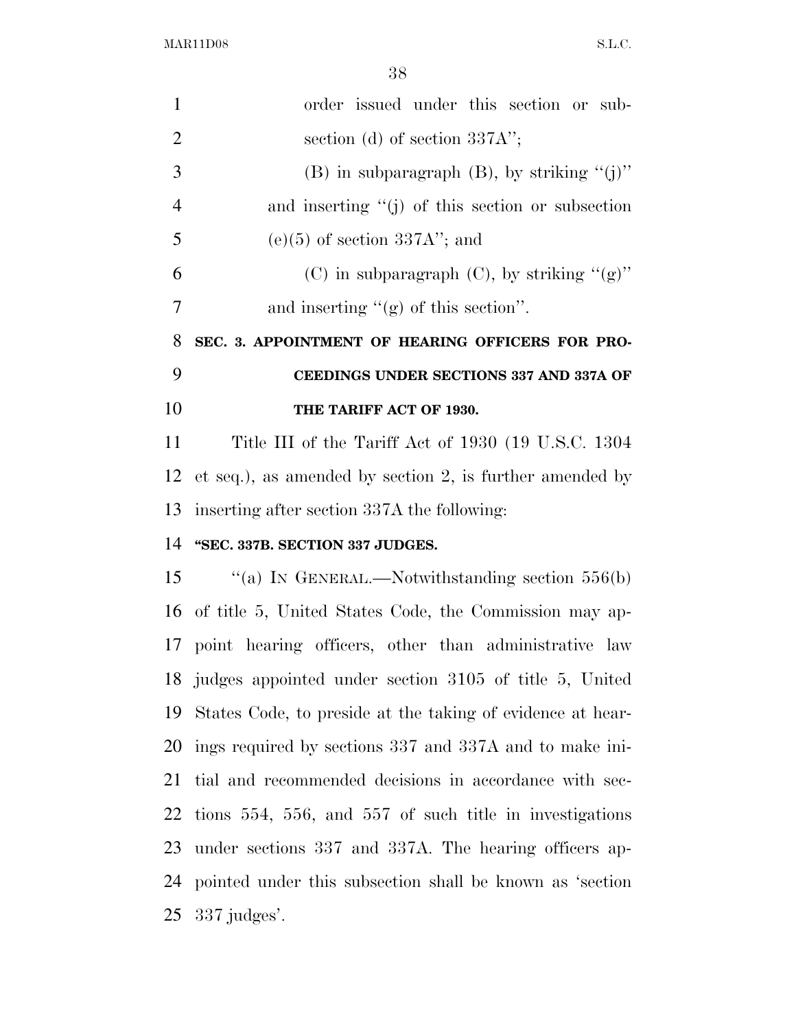order issued under this section or subsection (d) of section 337A'';

(B) in subparagraph (B), by striking ''(j)'' and inserting ''(j) of this section or subsection (e)(5) of section 337A''; and

(C) in subparagraph (C), by striking ''(g)'' and inserting ''(g) of this section''.

**SEC. 3. APPOINTMENT OF HEARING OFFICERS FOR PROCEEDINGS UNDER SECTIONS 337 AND 337A OF THE TARIFF ACT OF 1930.**

Title III of the Tariff Act of 1930 (19 U.S.C. 1304 et seq.), as amended by section 2, is further amended by inserting after section 337A the following:

**''SEC. 337B. SECTION 337 JUDGES.**

''(a) IN GENERAL.—Notwithstanding section 556(b) of title 5, United States Code, the Commission may appoint hearing officers, other than administrative law judges appointed under section 3105 of title 5, United States Code, to preside at the taking of evidence at hearings required by sections 337 and 337A and to make initial and recommended decisions in accordance with sections 554, 556, and 557 of such title in investigations under sections 337 and 337A. The hearing officers appointed under this subsection shall be known as 'section 337 judges'.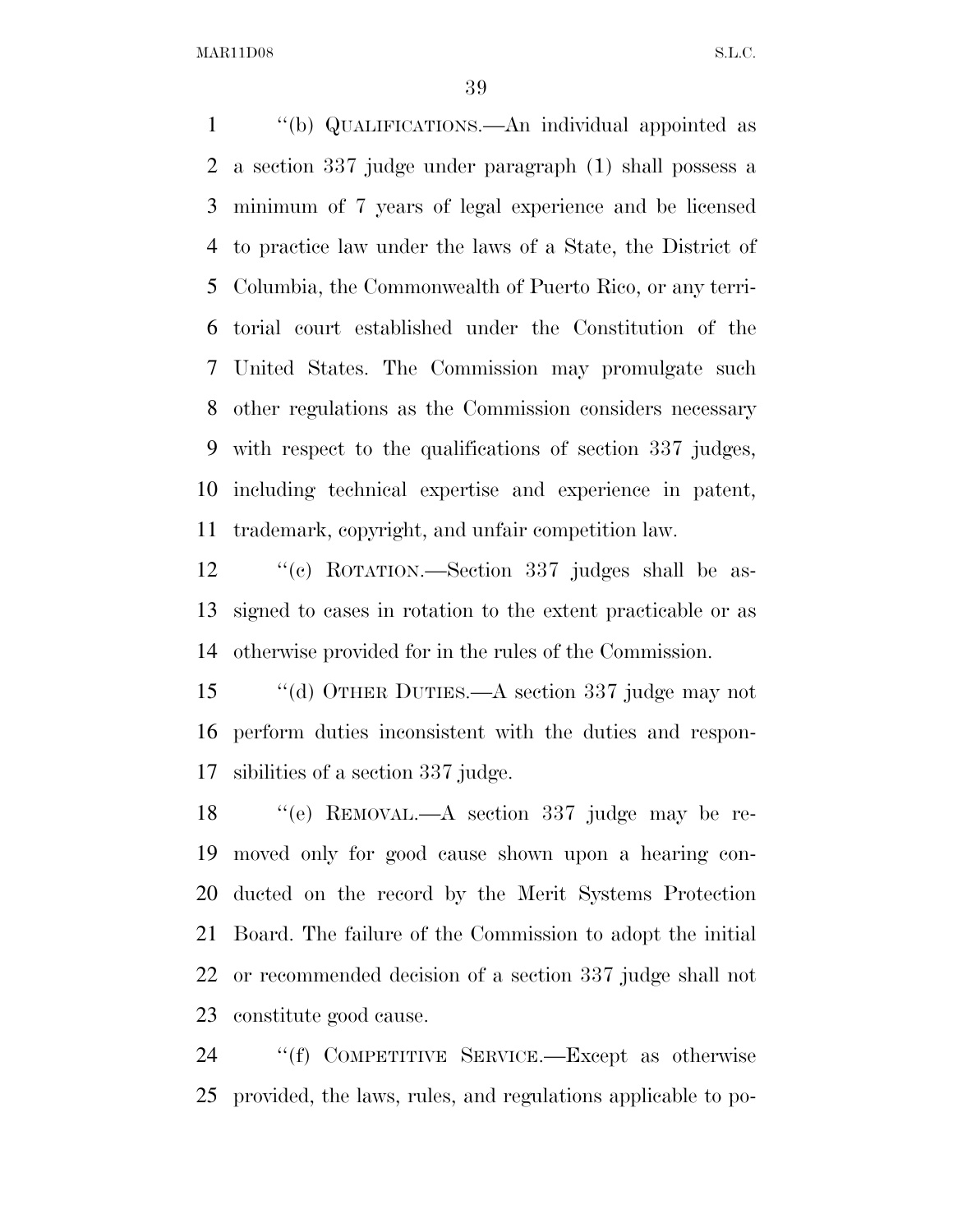"(b) QUALIFICATIONS.—An individual appointed as a section 337 judge under paragraph (1) shall possess a minimum of 7 years of legal experience and be licensed to practice law under the laws of a State, the District of Columbia, the Commonwealth of Puerto Rico, or any territorial court established under the Constitution of the United States. The Commission may promulgate such other regulations as the Commission considers necessary with respect to the qualifications of section 337 judges, including technical expertise and experience in patent, trademark, copyright, and unfair competition law.

"(c) ROTATION.—Section 337 judges shall be assigned to cases in rotation to the extent practicable or as otherwise provided for in the rules of the Commission.

"(d) OTHER DUTIES.—A section 337 judge may not perform duties inconsistent with the duties and responsibilities of a section 337 judge.

"(e) REMOVAL.—A section 337 judge may be removed only for good cause shown upon a hearing conducted on the record by the Merit Systems Protection Board. The failure of the Commission to adopt the initial or recommended decision of a section 337 judge shall not constitute good cause.

"(f) COMPETITIVE SERVICE.—Except as otherwise provided, the laws, rules, and regulations applicable to po-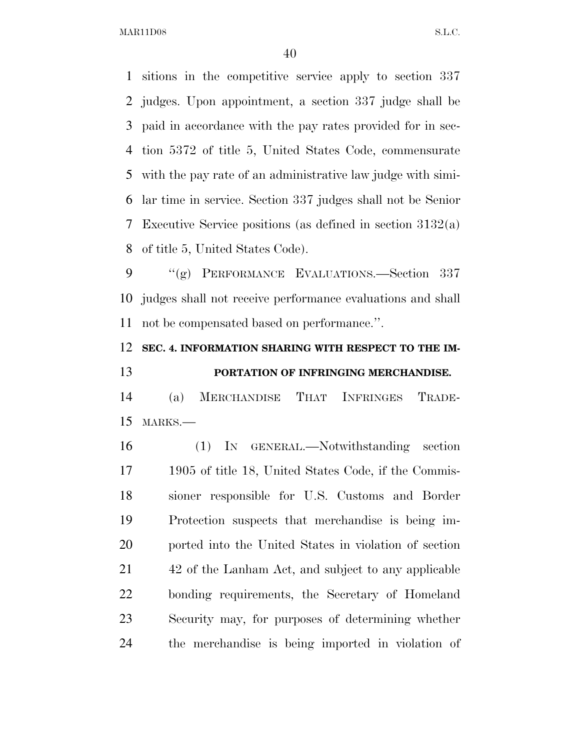sitions in the competitive service apply to section 337 judges. Upon appointment, a section 337 judge shall be paid in accordance with the pay rates provided for in section 5372 of title 5, United States Code, commensurate with the pay rate of an administrative law judge with similar time in service. Section 337 judges shall not be Senior Executive Service positions (as defined in section 3132(a) of title 5, United States Code).

"(g) PERFORMANCE EVALUATIONS.—Section 337 judges shall not receive performance evaluations and shall not be compensated based on performance.".

**SEC. 4. INFORMATION SHARING WITH RESPECT TO THE IMPORTATION OF INFRINGING MERCHANDISE.**

(a) MERCHANDISE THAT INFRINGES TRADEMARKS.—

(1) IN GENERAL.—Notwithstanding section 1905 of title 18, United States Code, if the Commissioner responsible for U.S. Customs and Border Protection suspects that merchandise is being imported into the United States in violation of section 42 of the Lanham Act, and subject to any applicable bonding requirements, the Secretary of Homeland Security may, for purposes of determining whether the merchandise is being imported in violation of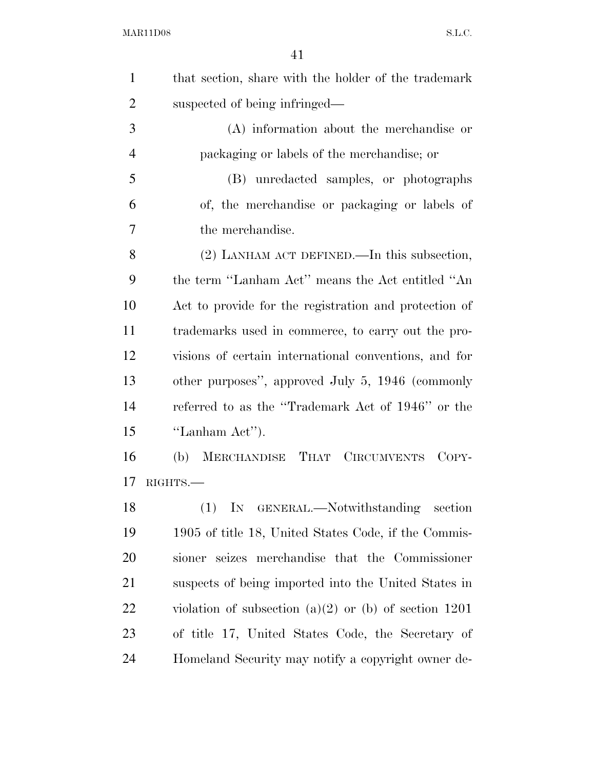that section, share with the holder of the trademark suspected of being infringed—

(A) information about the merchandise or packaging or labels of the merchandise; or

(B) unredacted samples, or photographs of, the merchandise or packaging or labels of the merchandise.

(2) LANHAM ACT DEFINED.—In this subsection, the term ''Lanham Act'' means the Act entitled ''An Act to provide for the registration and protection of trademarks used in commerce, to carry out the provisions of certain international conventions, and for other purposes'', approved July 5, 1946 (commonly referred to as the ''Trademark Act of 1946'' or the ''Lanham Act'').

(b) MERCHANDISE THAT CIRCUMVENTS COPYRIGHTS.—

(1) IN GENERAL.—Notwithstanding section 1905 of title 18, United States Code, if the Commissioner seizes merchandise that the Commissioner suspects of being imported into the United States in violation of subsection (a)(2) or (b) of section 1201 of title 17, United States Code, the Secretary of Homeland Security may notify a copyright owner de-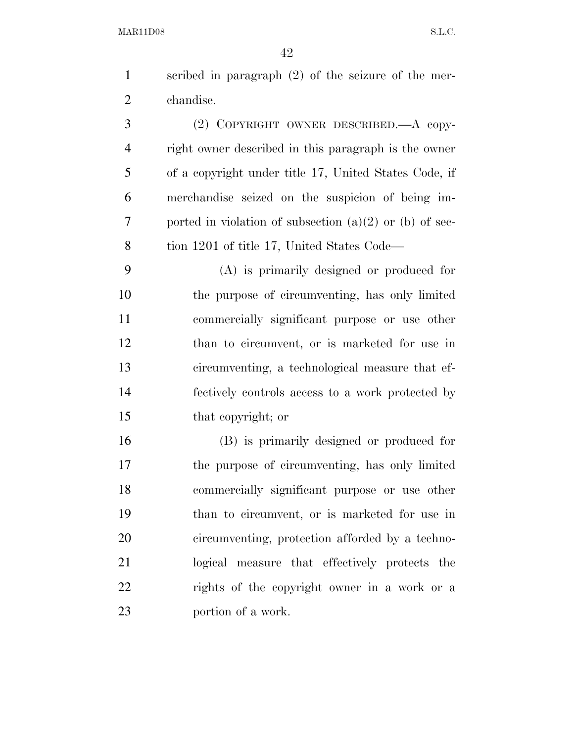scribed in paragraph (2) of the seizure of the merchandise.

(2) COPYRIGHT OWNER DESCRIBED.—A copyright owner described in this paragraph is the owner of a copyright under title 17, United States Code, if merchandise seized on the suspicion of being imported in violation of subsection (a)(2) or (b) of section 1201 of title 17, United States Code—

(A) is primarily designed or produced for the purpose of circumventing, has only limited commercially significant purpose or use other than to circumvent, or is marketed for use in circumventing, a technological measure that effectively controls access to a work protected by that copyright; or

(B) is primarily designed or produced for the purpose of circumventing, has only limited commercially significant purpose or use other than to circumvent, or is marketed for use in circumventing, protection afforded by a technological measure that effectively protects the rights of the copyright owner in a work or a portion of a work.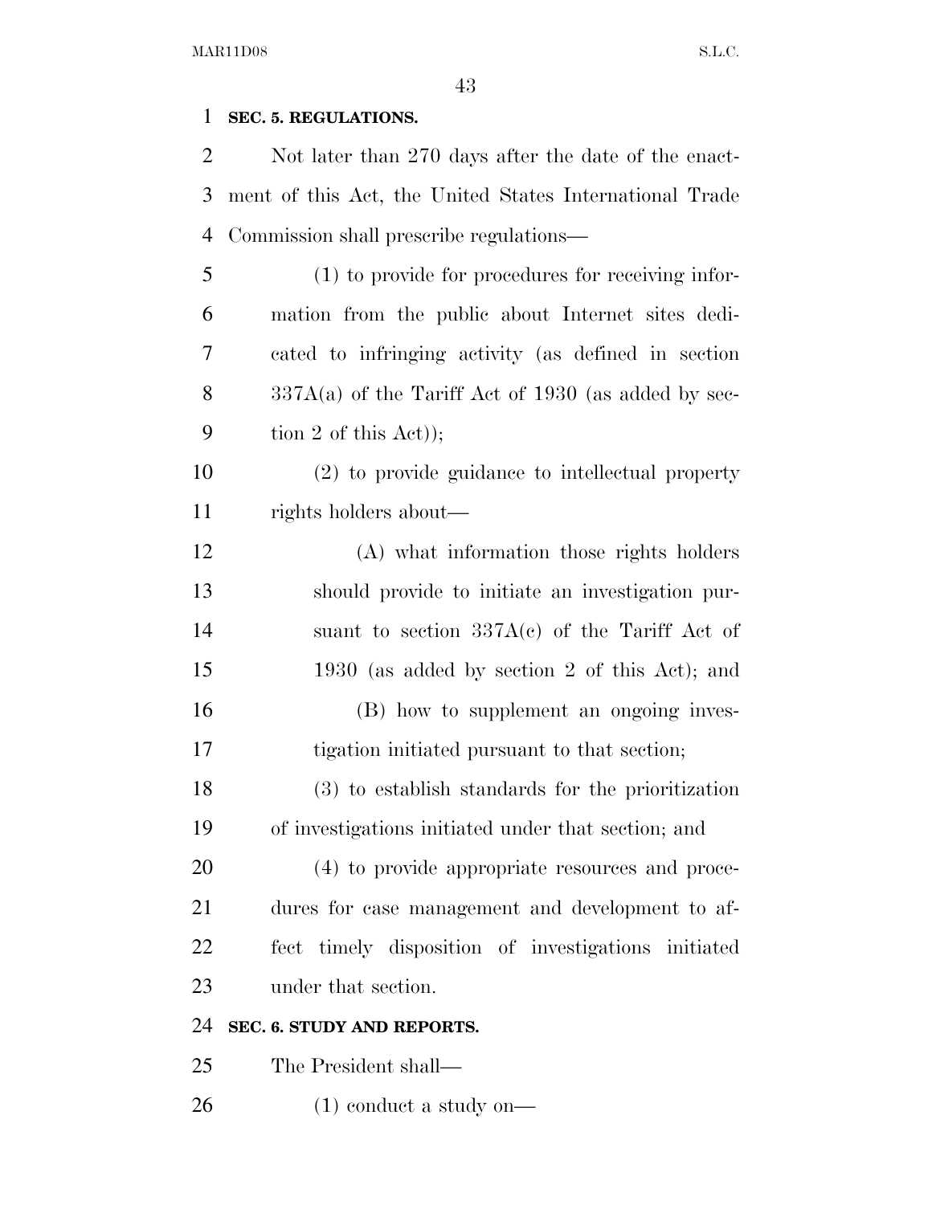**SEC. 5. REGULATIONS.**

Not later than 270 days after the date of the enactment of this Act, the United States International Trade Commission shall prescribe regulations—

(1) to provide for procedures for receiving information from the public about Internet sites dedicated to infringing activity (as defined in section 337A(a) of the Tariff Act of 1930 (as added by section 2 of this Act));

(2) to provide guidance to intellectual property rights holders about—

(A) what information those rights holders should provide to initiate an investigation pursuant to section 337A(c) of the Tariff Act of 1930 (as added by section 2 of this Act); and

(B) how to supplement an ongoing investigation initiated pursuant to that section;

(3) to establish standards for the prioritization of investigations initiated under that section; and

(4) to provide appropriate resources and procedures for case management and development to affect timely disposition of investigations initiated under that section.

**SEC. 6. STUDY AND REPORTS.**

The President shall—

(1) conduct a study on—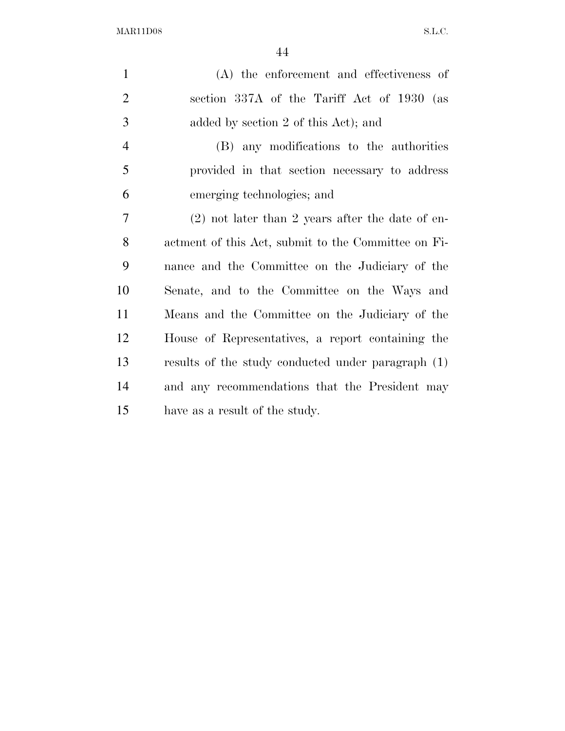(A) the enforcement and effectiveness of section 337A of the Tariff Act of 1930 (as added by section 2 of this Act); and

(B) any modifications to the authorities provided in that section necessary to address emerging technologies; and

(2) not later than 2 years after the date of enactment of this Act, submit to the Committee on Finance and the Committee on the Judiciary of the Senate, and to the Committee on the Ways and Means and the Committee on the Judiciary of the House of Representatives, a report containing the results of the study conducted under paragraph (1) and any recommendations that the President may have as a result of the study.